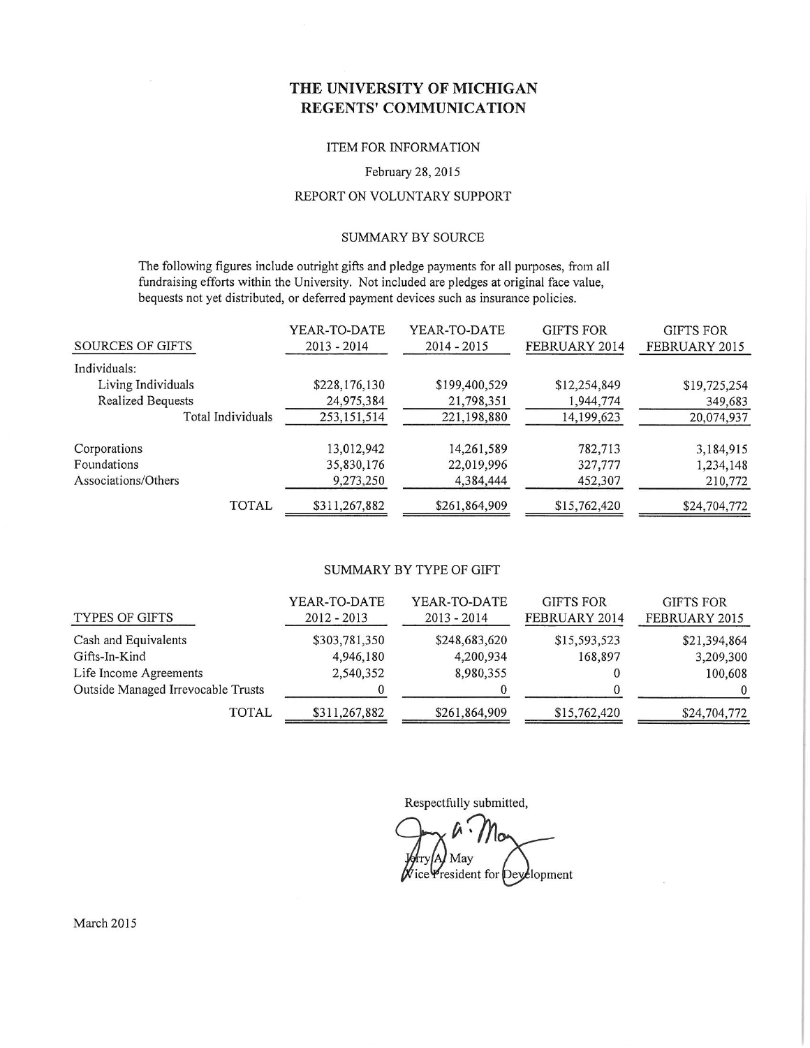# THE UNIVERSITY OF MICHIGAN
# REGENTS' COMMUNICATION

ITEM FOR INFORMATION

February 28, 2015

REPORT ON VOLUNTARY SUPPORT

## SUMMARY BY SOURCE

The following figures include outright gifts and pledge payments for all purposes, from all fundraising efforts within the University. Not included are pledges at original face value, bequests not yet distributed, or deferred payment devices such as insurance policies.

| SOURCES OF GIFTS | YEAR-TO-DATE 2013 - 2014 | YEAR-TO-DATE 2014 - 2015 | GIFTS FOR FEBRUARY 2014 | GIFTS FOR FEBRUARY 2015 |
|---|---|---|---|---|
| Individuals: | | | | |
| Living Individuals | $228,176,130 | $199,400,529 | $12,254,849 | $19,725,254 |
| Realized Bequests | 24,975,384 | 21,798,351 | 1,944,774 | 349,683 |
| Total Individuals | 253,151,514 | 221,198,880 | 14,199,623 | 20,074,937 |
| Corporations | 13,012,942 | 14,261,589 | 782,713 | 3,184,915 |
| Foundations | 35,830,176 | 22,019,996 | 327,777 | 1,234,148 |
| Associations/Others | 9,273,250 | 4,384,444 | 452,307 | 210,772 |
| TOTAL | $311,267,882 | $261,864,909 | $15,762,420 | $24,704,772 |

## SUMMARY BY TYPE OF GIFT

| TYPES OF GIFTS | YEAR-TO-DATE 2012 - 2013 | YEAR-TO-DATE 2013 - 2014 | GIFTS FOR FEBRUARY 2014 | GIFTS FOR FEBRUARY 2015 |
|---|---|---|---|---|
| Cash and Equivalents | $303,781,350 | $248,683,620 | $15,593,523 | $21,394,864 |
| Gifts-In-Kind | 4,946,180 | 4,200,934 | 168,897 | 3,209,300 |
| Life Income Agreements | 2,540,352 | 8,980,355 | 0 | 100,608 |
| Outside Managed Irrevocable Trusts | 0 | 0 | 0 | 0 |
| TOTAL | $311,267,882 | $261,864,909 | $15,762,420 | $24,704,772 |

Respectfully submitted,

Jerry A. May
Vice President for Development

March 2015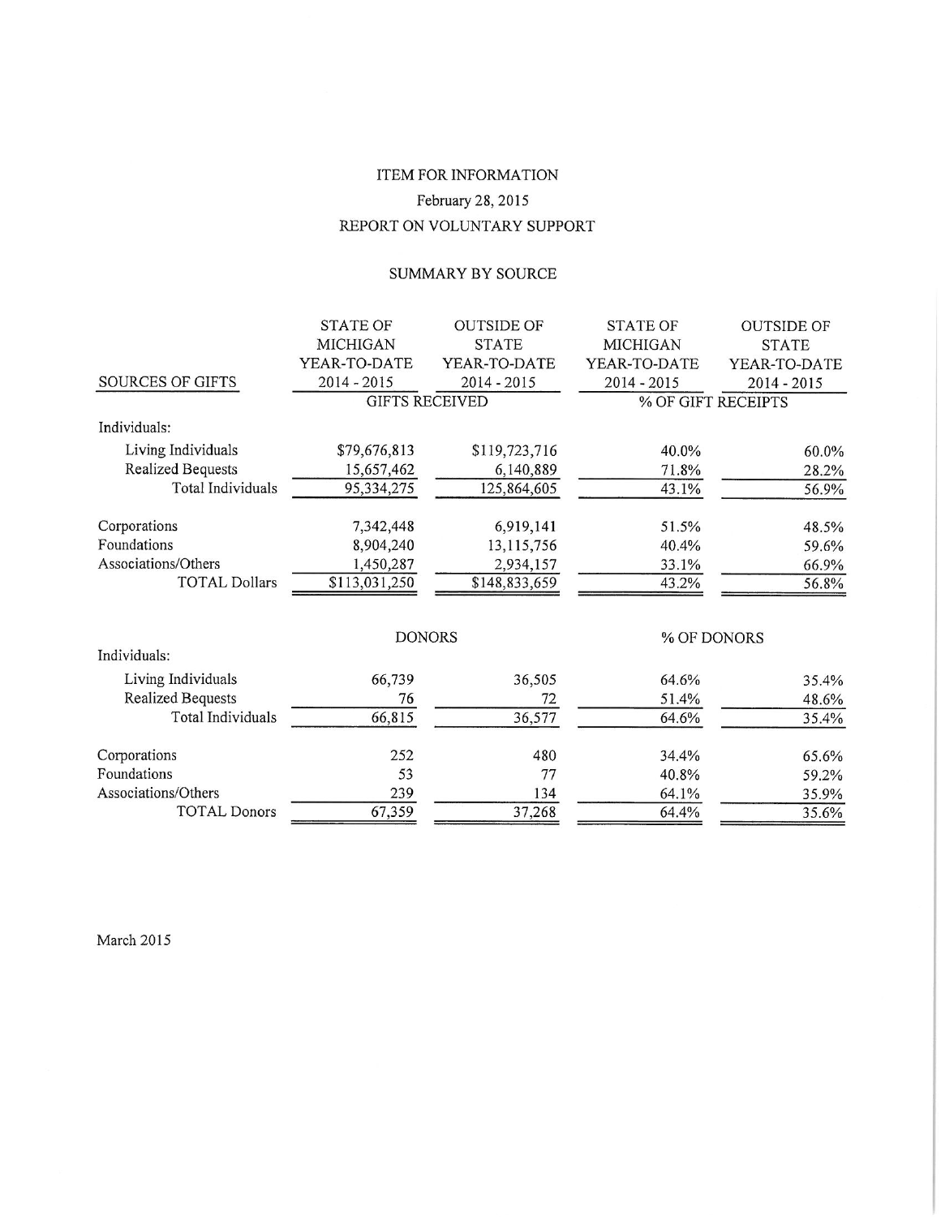ITEM FOR INFORMATION

February 28, 2015

REPORT ON VOLUNTARY SUPPORT

SUMMARY BY SOURCE

| SOURCES OF GIFTS | STATE OF MICHIGAN YEAR-TO-DATE 2014 - 2015 | OUTSIDE OF STATE YEAR-TO-DATE 2014 - 2015 | STATE OF MICHIGAN YEAR-TO-DATE 2014 - 2015 | OUTSIDE OF STATE YEAR-TO-DATE 2014 - 2015 |
|---|---|---|---|---|
| | GIFTS RECEIVED | | % OF GIFT RECEIPTS | |
| Individuals: | | | | |
| Living Individuals | $79,676,813 | $119,723,716 | 40.0% | 60.0% |
| Realized Bequests | 15,657,462 | 6,140,889 | 71.8% | 28.2% |
| Total Individuals | 95,334,275 | 125,864,605 | 43.1% | 56.9% |
| Corporations | 7,342,448 | 6,919,141 | 51.5% | 48.5% |
| Foundations | 8,904,240 | 13,115,756 | 40.4% | 59.6% |
| Associations/Others | 1,450,287 | 2,934,157 | 33.1% | 66.9% |
| TOTAL Dollars | $113,031,250 | $148,833,659 | 43.2% | 56.8% |
| | DONORS | | % OF DONORS | |
| Individuals: | | | | |
| Living Individuals | 66,739 | 36,505 | 64.6% | 35.4% |
| Realized Bequests | 76 | 72 | 51.4% | 48.6% |
| Total Individuals | 66,815 | 36,577 | 64.6% | 35.4% |
| Corporations | 252 | 480 | 34.4% | 65.6% |
| Foundations | 53 | 77 | 40.8% | 59.2% |
| Associations/Others | 239 | 134 | 64.1% | 35.9% |
| TOTAL Donors | 67,359 | 37,268 | 64.4% | 35.6% |

March 2015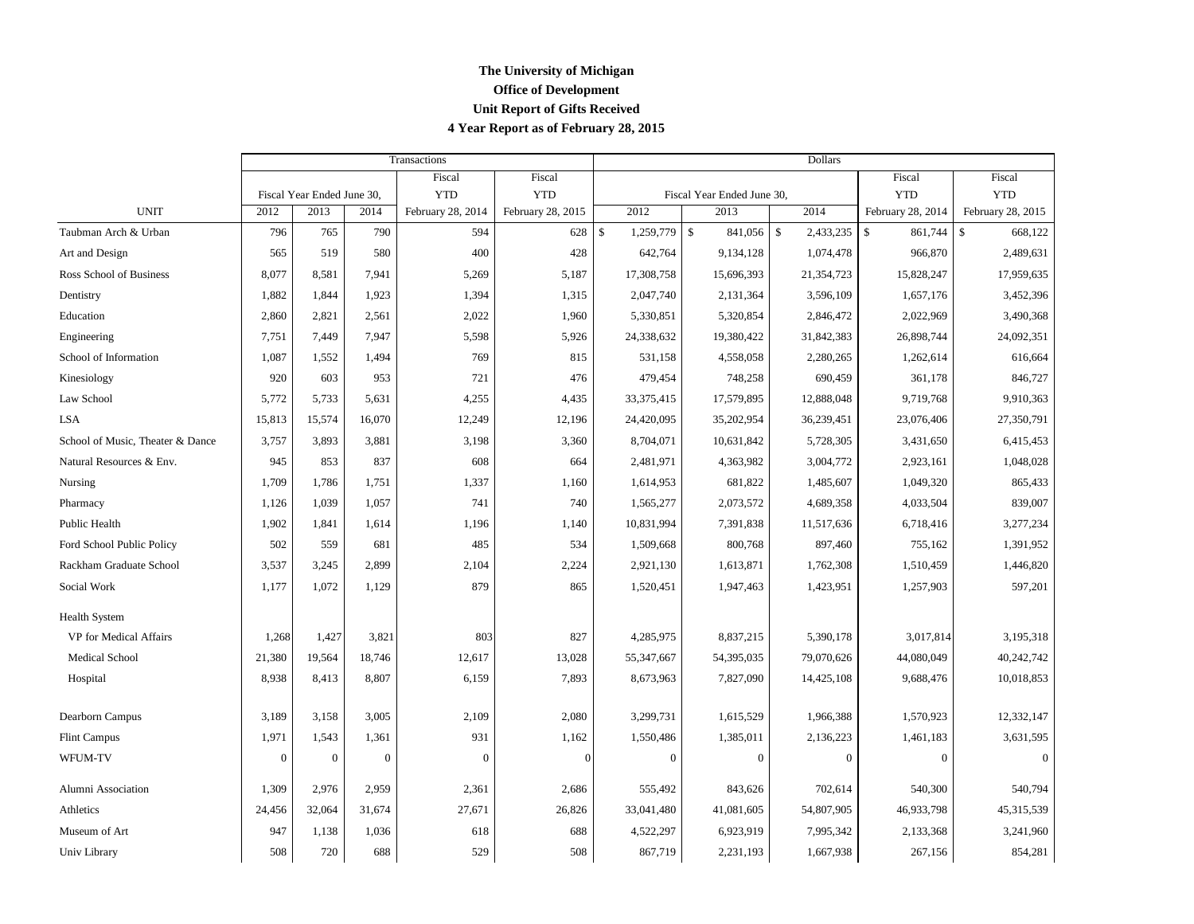**The University of Michigan**

**Office of Development**

**Unit Report of Gifts Received**

**4 Year Report as of February 28, 2015**

| | Transactions | | | | | Dollars | | | | |
|---|---|---|---|---|---|---|---|---|---|---|
| | Fiscal Year Ended June 30, | | | Fiscal YTD | Fiscal YTD | Fiscal Year Ended June 30, | | | Fiscal YTD | Fiscal YTD |
| UNIT | 2012 | 2013 | 2014 | February 28, 2014 | February 28, 2015 | 2012 | 2013 | 2014 | February 28, 2014 | February 28, 2015 |
| Taubman Arch & Urban | 796 | 765 | 790 | 594 | 628 | $ 1,259,779 | $ 841,056 | $ 2,433,235 | $ 861,744 | $ 668,122 |
| Art and Design | 565 | 519 | 580 | 400 | 428 | 642,764 | 9,134,128 | 1,074,478 | 966,870 | 2,489,631 |
| Ross School of Business | 8,077 | 8,581 | 7,941 | 5,269 | 5,187 | 17,308,758 | 15,696,393 | 21,354,723 | 15,828,247 | 17,959,635 |
| Dentistry | 1,882 | 1,844 | 1,923 | 1,394 | 1,315 | 2,047,740 | 2,131,364 | 3,596,109 | 1,657,176 | 3,452,396 |
| Education | 2,860 | 2,821 | 2,561 | 2,022 | 1,960 | 5,330,851 | 5,320,854 | 2,846,472 | 2,022,969 | 3,490,368 |
| Engineering | 7,751 | 7,449 | 7,947 | 5,598 | 5,926 | 24,338,632 | 19,380,422 | 31,842,383 | 26,898,744 | 24,092,351 |
| School of Information | 1,087 | 1,552 | 1,494 | 769 | 815 | 531,158 | 4,558,058 | 2,280,265 | 1,262,614 | 616,664 |
| Kinesiology | 920 | 603 | 953 | 721 | 476 | 479,454 | 748,258 | 690,459 | 361,178 | 846,727 |
| Law School | 5,772 | 5,733 | 5,631 | 4,255 | 4,435 | 33,375,415 | 17,579,895 | 12,888,048 | 9,719,768 | 9,910,363 |
| LSA | 15,813 | 15,574 | 16,070 | 12,249 | 12,196 | 24,420,095 | 35,202,954 | 36,239,451 | 23,076,406 | 27,350,791 |
| School of Music, Theater & Dance | 3,757 | 3,893 | 3,881 | 3,198 | 3,360 | 8,704,071 | 10,631,842 | 5,728,305 | 3,431,650 | 6,415,453 |
| Natural Resources & Env. | 945 | 853 | 837 | 608 | 664 | 2,481,971 | 4,363,982 | 3,004,772 | 2,923,161 | 1,048,028 |
| Nursing | 1,709 | 1,786 | 1,751 | 1,337 | 1,160 | 1,614,953 | 681,822 | 1,485,607 | 1,049,320 | 865,433 |
| Pharmacy | 1,126 | 1,039 | 1,057 | 741 | 740 | 1,565,277 | 2,073,572 | 4,689,358 | 4,033,504 | 839,007 |
| Public Health | 1,902 | 1,841 | 1,614 | 1,196 | 1,140 | 10,831,994 | 7,391,838 | 11,517,636 | 6,718,416 | 3,277,234 |
| Ford School Public Policy | 502 | 559 | 681 | 485 | 534 | 1,509,668 | 800,768 | 897,460 | 755,162 | 1,391,952 |
| Rackham Graduate School | 3,537 | 3,245 | 2,899 | 2,104 | 2,224 | 2,921,130 | 1,613,871 | 1,762,308 | 1,510,459 | 1,446,820 |
| Social Work | 1,177 | 1,072 | 1,129 | 879 | 865 | 1,520,451 | 1,947,463 | 1,423,951 | 1,257,903 | 597,201 |
| Health System | | | | | | | | | | |
| VP for Medical Affairs | 1,268 | 1,427 | 3,821 | 803 | 827 | 4,285,975 | 8,837,215 | 5,390,178 | 3,017,814 | 3,195,318 |
| Medical School | 21,380 | 19,564 | 18,746 | 12,617 | 13,028 | 55,347,667 | 54,395,035 | 79,070,626 | 44,080,049 | 40,242,742 |
| Hospital | 8,938 | 8,413 | 8,807 | 6,159 | 7,893 | 8,673,963 | 7,827,090 | 14,425,108 | 9,688,476 | 10,018,853 |
| Dearborn Campus | 3,189 | 3,158 | 3,005 | 2,109 | 2,080 | 3,299,731 | 1,615,529 | 1,966,388 | 1,570,923 | 12,332,147 |
| Flint Campus | 1,971 | 1,543 | 1,361 | 931 | 1,162 | 1,550,486 | 1,385,011 | 2,136,223 | 1,461,183 | 3,631,595 |
| WFUM-TV | 0 | 0 | 0 | 0 | 0 | 0 | 0 | 0 | 0 | 0 |
| Alumni Association | 1,309 | 2,976 | 2,959 | 2,361 | 2,686 | 555,492 | 843,626 | 702,614 | 540,300 | 540,794 |
| Athletics | 24,456 | 32,064 | 31,674 | 27,671 | 26,826 | 33,041,480 | 41,081,605 | 54,807,905 | 46,933,798 | 45,315,539 |
| Museum of Art | 947 | 1,138 | 1,036 | 618 | 688 | 4,522,297 | 6,923,919 | 7,995,342 | 2,133,368 | 3,241,960 |
| Univ Library | 508 | 720 | 688 | 529 | 508 | 867,719 | 2,231,193 | 1,667,938 | 267,156 | 854,281 |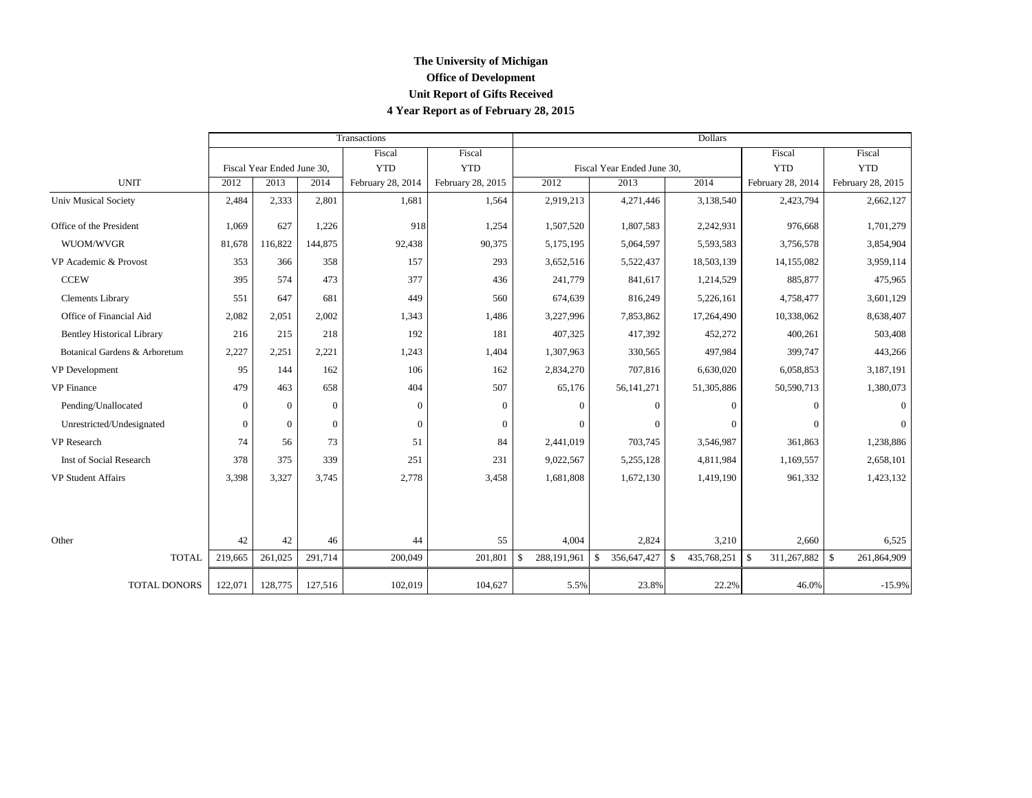**The University of Michigan**

**Office of Development**

**Unit Report of Gifts Received**

**4 Year Report as of February 28, 2015**

| | Transactions | | | | | Dollars | | | | |
|---|---|---|---|---|---|---|---|---|---|---|
| | Fiscal Year Ended June 30, | | | Fiscal YTD | Fiscal YTD | Fiscal Year Ended June 30, | | | Fiscal YTD | Fiscal YTD |
| UNIT | 2012 | 2013 | 2014 | February 28, 2014 | February 28, 2015 | 2012 | 2013 | 2014 | February 28, 2014 | February 28, 2015 |
| Univ Musical Society | 2,484 | 2,333 | 2,801 | 1,681 | 1,564 | 2,919,213 | 4,271,446 | 3,138,540 | 2,423,794 | 2,662,127 |
| Office of the President | 1,069 | 627 | 1,226 | 918 | 1,254 | 1,507,520 | 1,807,583 | 2,242,931 | 976,668 | 1,701,279 |
| WUOM/WVGR | 81,678 | 116,822 | 144,875 | 92,438 | 90,375 | 5,175,195 | 5,064,597 | 5,593,583 | 3,756,578 | 3,854,904 |
| VP Academic & Provost | 353 | 366 | 358 | 157 | 293 | 3,652,516 | 5,522,437 | 18,503,139 | 14,155,082 | 3,959,114 |
| CCEW | 395 | 574 | 473 | 377 | 436 | 241,779 | 841,617 | 1,214,529 | 885,877 | 475,965 |
| Clements Library | 551 | 647 | 681 | 449 | 560 | 674,639 | 816,249 | 5,226,161 | 4,758,477 | 3,601,129 |
| Office of Financial Aid | 2,082 | 2,051 | 2,002 | 1,343 | 1,486 | 3,227,996 | 7,853,862 | 17,264,490 | 10,338,062 | 8,638,407 |
| Bentley Historical Library | 216 | 215 | 218 | 192 | 181 | 407,325 | 417,392 | 452,272 | 400,261 | 503,408 |
| Botanical Gardens & Arboretum | 2,227 | 2,251 | 2,221 | 1,243 | 1,404 | 1,307,963 | 330,565 | 497,984 | 399,747 | 443,266 |
| VP Development | 95 | 144 | 162 | 106 | 162 | 2,834,270 | 707,816 | 6,630,020 | 6,058,853 | 3,187,191 |
| VP Finance | 479 | 463 | 658 | 404 | 507 | 65,176 | 56,141,271 | 51,305,886 | 50,590,713 | 1,380,073 |
| Pending/Unallocated | 0 | 0 | 0 | 0 | 0 | 0 | 0 | 0 | 0 | 0 |
| Unrestricted/Undesignated | 0 | 0 | 0 | 0 | 0 | 0 | 0 | 0 | 0 | 0 |
| VP Research | 74 | 56 | 73 | 51 | 84 | 2,441,019 | 703,745 | 3,546,987 | 361,863 | 1,238,886 |
| Inst of Social Research | 378 | 375 | 339 | 251 | 231 | 9,022,567 | 5,255,128 | 4,811,984 | 1,169,557 | 2,658,101 |
| VP Student Affairs | 3,398 | 3,327 | 3,745 | 2,778 | 3,458 | 1,681,808 | 1,672,130 | 1,419,190 | 961,332 | 1,423,132 |
| Other | 42 | 42 | 46 | 44 | 55 | 4,004 | 2,824 | 3,210 | 2,660 | 6,525 |
| TOTAL | 219,665 | 261,025 | 291,714 | 200,049 | 201,801 | $ 288,191,961 | $ 356,647,427 | $ 435,768,251 | $ 311,267,882 | $ 261,864,909 |
| TOTAL DONORS | 122,071 | 128,775 | 127,516 | 102,019 | 104,627 | 5.5% | 23.8% | 22.2% | 46.0% | -15.9% |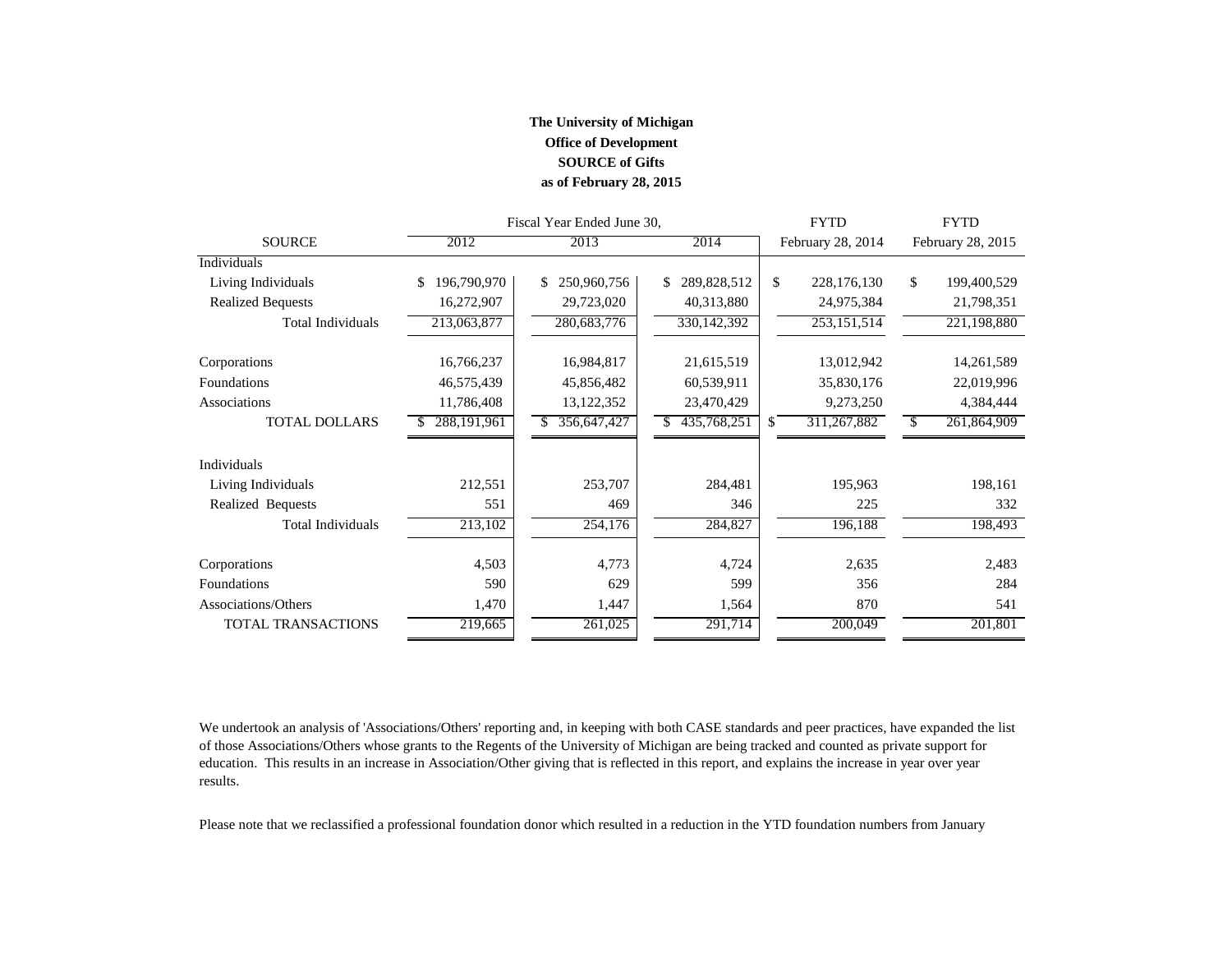**The University of Michigan**
**Office of Development**
**SOURCE of Gifts**
**as of February 28, 2015**

| SOURCE | Fiscal Year Ended June 30, 2012 | 2013 | 2014 | FYTD February 28, 2014 | FYTD February 28, 2015 |
|---|---|---|---|---|---|
| Individuals | | | | | |
| Living Individuals | $ 196,790,970 | $ 250,960,756 | $ 289,828,512 | $ 228,176,130 | $ 199,400,529 |
| Realized Bequests | 16,272,907 | 29,723,020 | 40,313,880 | 24,975,384 | 21,798,351 |
| Total Individuals | 213,063,877 | 280,683,776 | 330,142,392 | 253,151,514 | 221,198,880 |
| Corporations | 16,766,237 | 16,984,817 | 21,615,519 | 13,012,942 | 14,261,589 |
| Foundations | 46,575,439 | 45,856,482 | 60,539,911 | 35,830,176 | 22,019,996 |
| Associations | 11,786,408 | 13,122,352 | 23,470,429 | 9,273,250 | 4,384,444 |
| TOTAL DOLLARS | $ 288,191,961 | $ 356,647,427 | $ 435,768,251 | $ 311,267,882 | $ 261,864,909 |
| Individuals | | | | | |
| Living Individuals | 212,551 | 253,707 | 284,481 | 195,963 | 198,161 |
| Realized Bequests | 551 | 469 | 346 | 225 | 332 |
| Total Individuals | 213,102 | 254,176 | 284,827 | 196,188 | 198,493 |
| Corporations | 4,503 | 4,773 | 4,724 | 2,635 | 2,483 |
| Foundations | 590 | 629 | 599 | 356 | 284 |
| Associations/Others | 1,470 | 1,447 | 1,564 | 870 | 541 |
| TOTAL TRANSACTIONS | 219,665 | 261,025 | 291,714 | 200,049 | 201,801 |

We undertook an analysis of 'Associations/Others' reporting and, in keeping with both CASE standards and peer practices, have expanded the list of those Associations/Others whose grants to the Regents of the University of Michigan are being tracked and counted as private support for education. This results in an increase in Association/Other giving that is reflected in this report, and explains the increase in year over year results.

Please note that we reclassified a professional foundation donor which resulted in a reduction in the YTD foundation numbers from January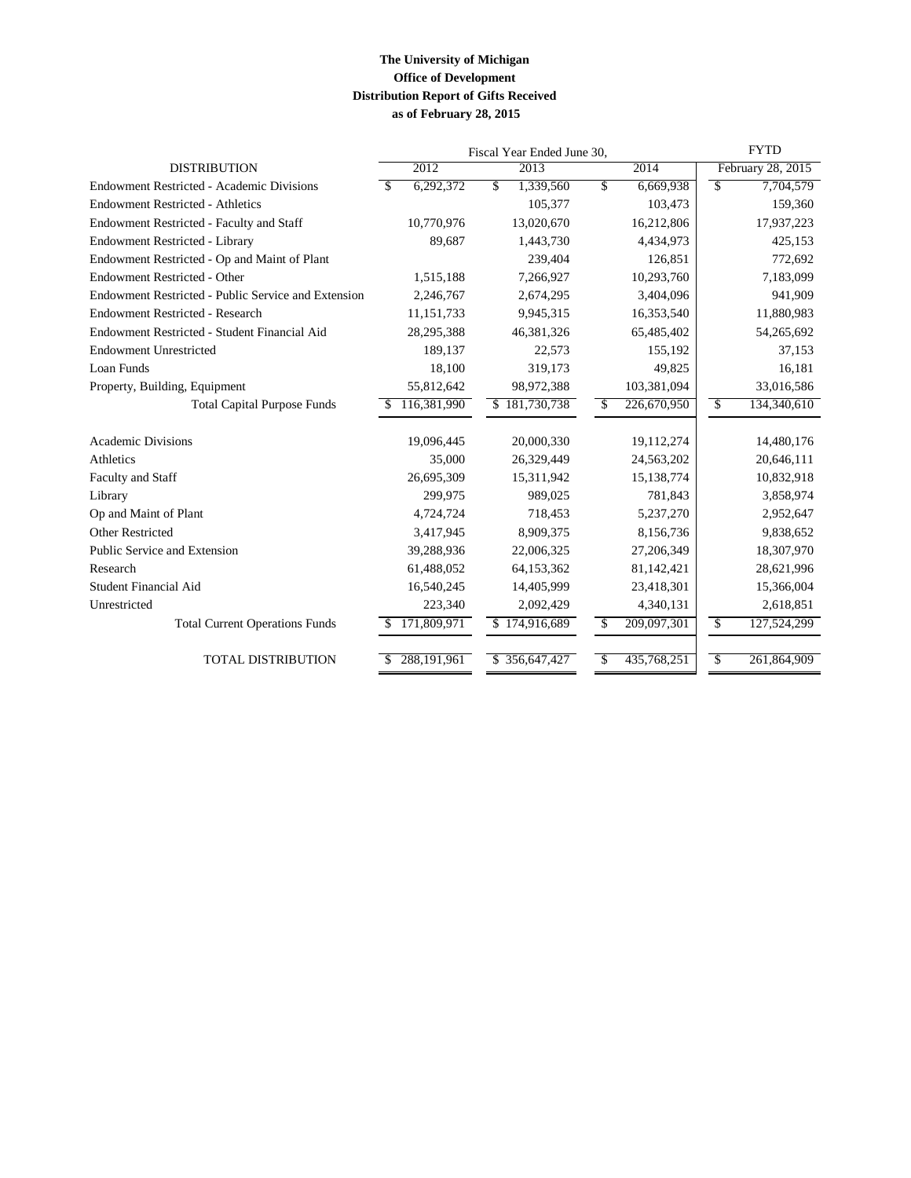**The University of Michigan**
**Office of Development**
**Distribution Report of Gifts Received**
**as of February 28, 2015**

| DISTRIBUTION | Fiscal Year Ended June 30, 2012 | 2013 | 2014 | FYTD February 28, 2015 |
|---|---|---|---|---|
| Endowment Restricted - Academic Divisions | $ 6,292,372 | $ 1,339,560 | $ 6,669,938 | $ 7,704,579 |
| Endowment Restricted - Athletics | | 105,377 | 103,473 | 159,360 |
| Endowment Restricted - Faculty and Staff | 10,770,976 | 13,020,670 | 16,212,806 | 17,937,223 |
| Endowment Restricted - Library | 89,687 | 1,443,730 | 4,434,973 | 425,153 |
| Endowment Restricted - Op and Maint of Plant | | 239,404 | 126,851 | 772,692 |
| Endowment Restricted - Other | 1,515,188 | 7,266,927 | 10,293,760 | 7,183,099 |
| Endowment Restricted - Public Service and Extension | 2,246,767 | 2,674,295 | 3,404,096 | 941,909 |
| Endowment Restricted - Research | 11,151,733 | 9,945,315 | 16,353,540 | 11,880,983 |
| Endowment Restricted - Student Financial Aid | 28,295,388 | 46,381,326 | 65,485,402 | 54,265,692 |
| Endowment Unrestricted | 189,137 | 22,573 | 155,192 | 37,153 |
| Loan Funds | 18,100 | 319,173 | 49,825 | 16,181 |
| Property, Building, Equipment | 55,812,642 | 98,972,388 | 103,381,094 | 33,016,586 |
| Total Capital Purpose Funds | $ 116,381,990 | $ 181,730,738 | $ 226,670,950 | $ 134,340,610 |
| | | | | |
| Academic Divisions | 19,096,445 | 20,000,330 | 19,112,274 | 14,480,176 |
| Athletics | 35,000 | 26,329,449 | 24,563,202 | 20,646,111 |
| Faculty and Staff | 26,695,309 | 15,311,942 | 15,138,774 | 10,832,918 |
| Library | 299,975 | 989,025 | 781,843 | 3,858,974 |
| Op and Maint of Plant | 4,724,724 | 718,453 | 5,237,270 | 2,952,647 |
| Other Restricted | 3,417,945 | 8,909,375 | 8,156,736 | 9,838,652 |
| Public Service and Extension | 39,288,936 | 22,006,325 | 27,206,349 | 18,307,970 |
| Research | 61,488,052 | 64,153,362 | 81,142,421 | 28,621,996 |
| Student Financial Aid | 16,540,245 | 14,405,999 | 23,418,301 | 15,366,004 |
| Unrestricted | 223,340 | 2,092,429 | 4,340,131 | 2,618,851 |
| Total Current Operations Funds | $ 171,809,971 | $ 174,916,689 | $ 209,097,301 | $ 127,524,299 |
| | | | | |
| TOTAL DISTRIBUTION | $ 288,191,961 | $ 356,647,427 | $ 435,768,251 | $ 261,864,909 |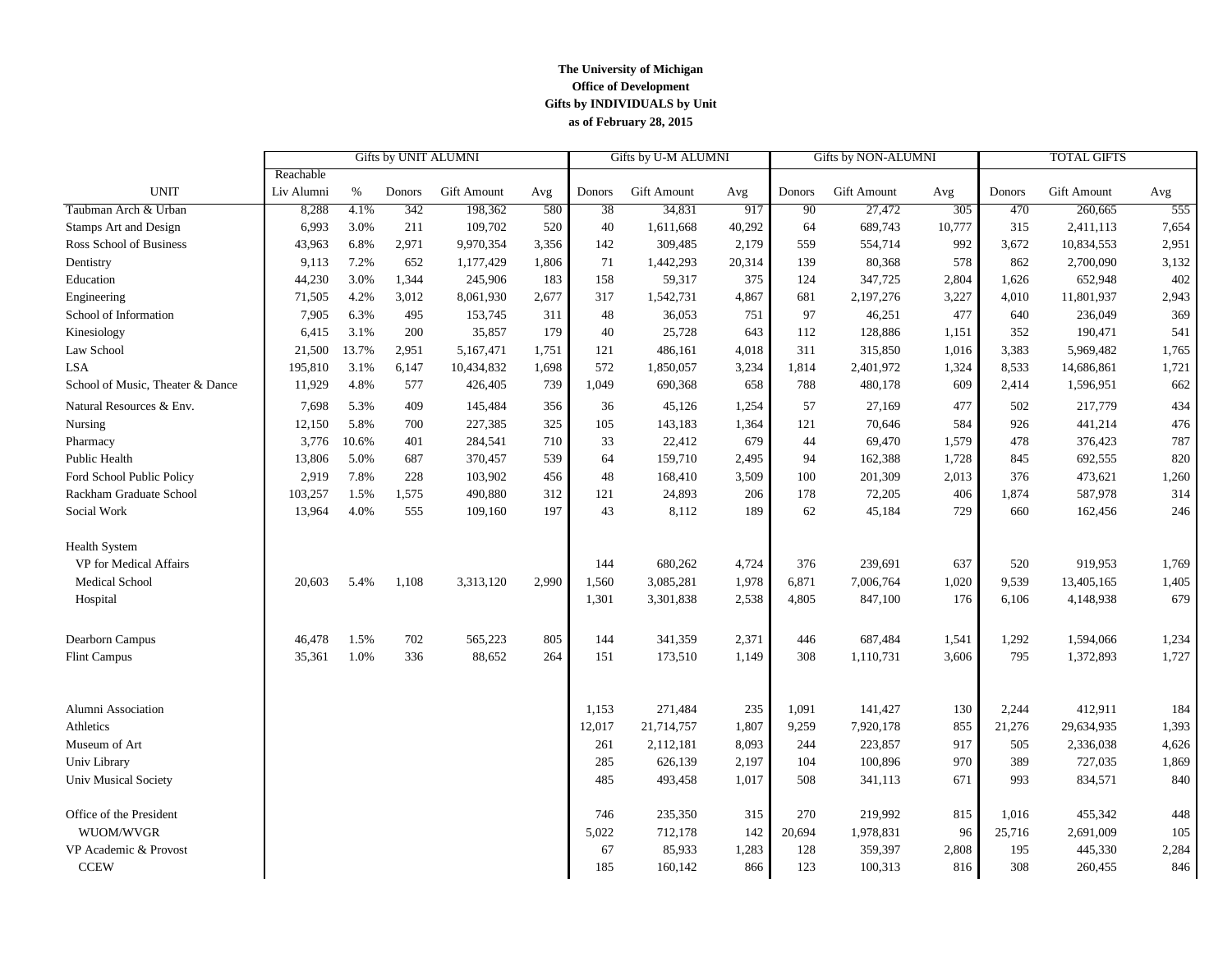**The University of Michigan**
**Office of Development**
**Gifts by INDIVIDUALS by Unit**
**as of February 28, 2015**

| UNIT | Gifts by UNIT ALUMNI | | | | | Gifts by U-M ALUMNI | | | Gifts by NON-ALUMNI | | | TOTAL GIFTS | | |
|---|---|---|---|---|---|---|---|---|---|---|---|---|---|---|
| | Reachable Liv Alumni | % | Donors | Gift Amount | Avg | Donors | Gift Amount | Avg | Donors | Gift Amount | Avg | Donors | Gift Amount | Avg |
| Taubman Arch & Urban | 8,288 | 4.1% | 342 | 198,362 | 580 | 38 | 34,831 | 917 | 90 | 27,472 | 305 | 470 | 260,665 | 555 |
| Stamps Art and Design | 6,993 | 3.0% | 211 | 109,702 | 520 | 40 | 1,611,668 | 40,292 | 64 | 689,743 | 10,777 | 315 | 2,411,113 | 7,654 |
| Ross School of Business | 43,963 | 6.8% | 2,971 | 9,970,354 | 3,356 | 142 | 309,485 | 2,179 | 559 | 554,714 | 992 | 3,672 | 10,834,553 | 2,951 |
| Dentistry | 9,113 | 7.2% | 652 | 1,177,429 | 1,806 | 71 | 1,442,293 | 20,314 | 139 | 80,368 | 578 | 862 | 2,700,090 | 3,132 |
| Education | 44,230 | 3.0% | 1,344 | 245,906 | 183 | 158 | 59,317 | 375 | 124 | 347,725 | 2,804 | 1,626 | 652,948 | 402 |
| Engineering | 71,505 | 4.2% | 3,012 | 8,061,930 | 2,677 | 317 | 1,542,731 | 4,867 | 681 | 2,197,276 | 3,227 | 4,010 | 11,801,937 | 2,943 |
| School of Information | 7,905 | 6.3% | 495 | 153,745 | 311 | 48 | 36,053 | 751 | 97 | 46,251 | 477 | 640 | 236,049 | 369 |
| Kinesiology | 6,415 | 3.1% | 200 | 35,857 | 179 | 40 | 25,728 | 643 | 112 | 128,886 | 1,151 | 352 | 190,471 | 541 |
| Law School | 21,500 | 13.7% | 2,951 | 5,167,471 | 1,751 | 121 | 486,161 | 4,018 | 311 | 315,850 | 1,016 | 3,383 | 5,969,482 | 1,765 |
| LSA | 195,810 | 3.1% | 6,147 | 10,434,832 | 1,698 | 572 | 1,850,057 | 3,234 | 1,814 | 2,401,972 | 1,324 | 8,533 | 14,686,861 | 1,721 |
| School of Music, Theater & Dance | 11,929 | 4.8% | 577 | 426,405 | 739 | 1,049 | 690,368 | 658 | 788 | 480,178 | 609 | 2,414 | 1,596,951 | 662 |
| Natural Resources & Env. | 7,698 | 5.3% | 409 | 145,484 | 356 | 36 | 45,126 | 1,254 | 57 | 27,169 | 477 | 502 | 217,779 | 434 |
| Nursing | 12,150 | 5.8% | 700 | 227,385 | 325 | 105 | 143,183 | 1,364 | 121 | 70,646 | 584 | 926 | 441,214 | 476 |
| Pharmacy | 3,776 | 10.6% | 401 | 284,541 | 710 | 33 | 22,412 | 679 | 44 | 69,470 | 1,579 | 478 | 376,423 | 787 |
| Public Health | 13,806 | 5.0% | 687 | 370,457 | 539 | 64 | 159,710 | 2,495 | 94 | 162,388 | 1,728 | 845 | 692,555 | 820 |
| Ford School Public Policy | 2,919 | 7.8% | 228 | 103,902 | 456 | 48 | 168,410 | 3,509 | 100 | 201,309 | 2,013 | 376 | 473,621 | 1,260 |
| Rackham Graduate School | 103,257 | 1.5% | 1,575 | 490,880 | 312 | 121 | 24,893 | 206 | 178 | 72,205 | 406 | 1,874 | 587,978 | 314 |
| Social Work | 13,964 | 4.0% | 555 | 109,160 | 197 | 43 | 8,112 | 189 | 62 | 45,184 | 729 | 660 | 162,456 | 246 |
| Health System | | | | | | | | | | | | | | |
| VP for Medical Affairs | | | | | | 144 | 680,262 | 4,724 | 376 | 239,691 | 637 | 520 | 919,953 | 1,769 |
| Medical School | 20,603 | 5.4% | 1,108 | 3,313,120 | 2,990 | 1,560 | 3,085,281 | 1,978 | 6,871 | 7,006,764 | 1,020 | 9,539 | 13,405,165 | 1,405 |
| Hospital | | | | | | 1,301 | 3,301,838 | 2,538 | 4,805 | 847,100 | 176 | 6,106 | 4,148,938 | 679 |
| Dearborn Campus | 46,478 | 1.5% | 702 | 565,223 | 805 | 144 | 341,359 | 2,371 | 446 | 687,484 | 1,541 | 1,292 | 1,594,066 | 1,234 |
| Flint Campus | 35,361 | 1.0% | 336 | 88,652 | 264 | 151 | 173,510 | 1,149 | 308 | 1,110,731 | 3,606 | 795 | 1,372,893 | 1,727 |
| Alumni Association | | | | | | 1,153 | 271,484 | 235 | 1,091 | 141,427 | 130 | 2,244 | 412,911 | 184 |
| Athletics | | | | | | 12,017 | 21,714,757 | 1,807 | 9,259 | 7,920,178 | 855 | 21,276 | 29,634,935 | 1,393 |
| Museum of Art | | | | | | 261 | 2,112,181 | 8,093 | 244 | 223,857 | 917 | 505 | 2,336,038 | 4,626 |
| Univ Library | | | | | | 285 | 626,139 | 2,197 | 104 | 100,896 | 970 | 389 | 727,035 | 1,869 |
| Univ Musical Society | | | | | | 485 | 493,458 | 1,017 | 508 | 341,113 | 671 | 993 | 834,571 | 840 |
| Office of the President | | | | | | 746 | 235,350 | 315 | 270 | 219,992 | 815 | 1,016 | 455,342 | 448 |
| WUOM/WVGR | | | | | | 5,022 | 712,178 | 142 | 20,694 | 1,978,831 | 96 | 25,716 | 2,691,009 | 105 |
| VP Academic & Provost | | | | | | 67 | 85,933 | 1,283 | 128 | 359,397 | 2,808 | 195 | 445,330 | 2,284 |
| CCEW | | | | | | 185 | 160,142 | 866 | 123 | 100,313 | 816 | 308 | 260,455 | 846 |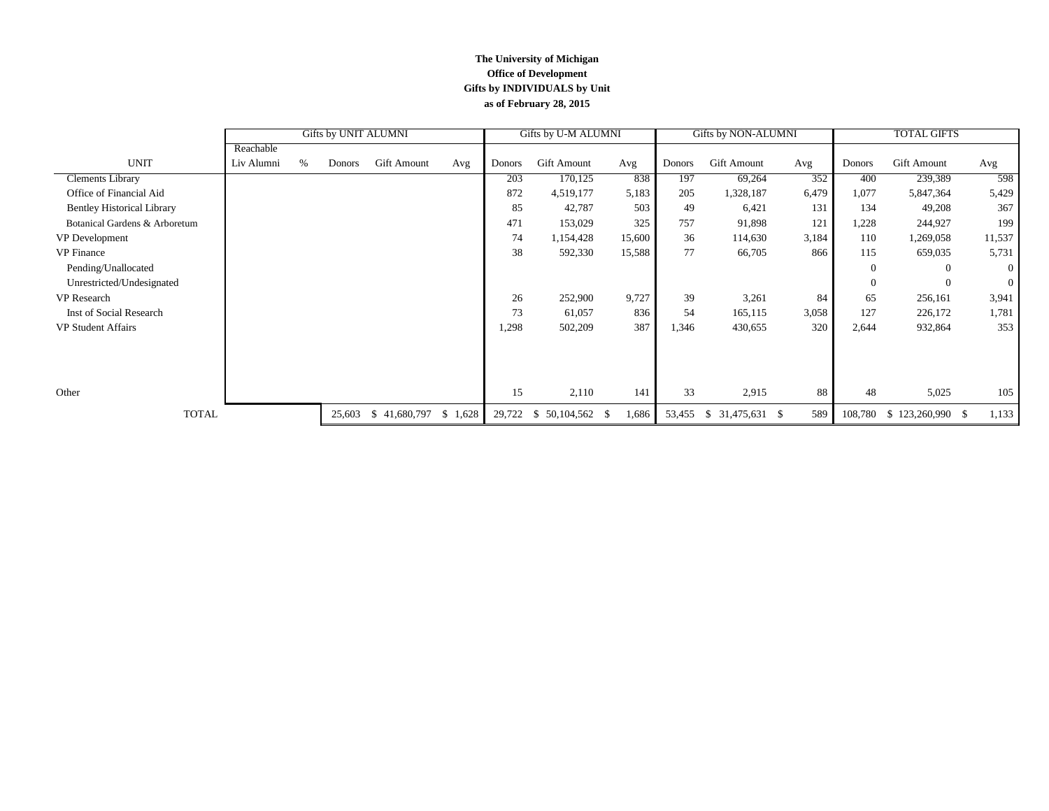**The University of Michigan**
**Office of Development**
**Gifts by INDIVIDUALS by Unit**
**as of February 28, 2015**

| | Gifts by UNIT ALUMNI | | | | | Gifts by U-M ALUMNI | | | Gifts by NON-ALUMNI | | | TOTAL GIFTS | | |
|---|---|---|---|---|---|---|---|---|---|---|---|---|---|---|
| UNIT | Reachable Liv Alumni | % | Donors | Gift Amount | Avg | Donors | Gift Amount | Avg | Donors | Gift Amount | Avg | Donors | Gift Amount | Avg |
| Clements Library | | | | | | 203 | 170,125 | 838 | 197 | 69,264 | 352 | 400 | 239,389 | 598 |
| Office of Financial Aid | | | | | | 872 | 4,519,177 | 5,183 | 205 | 1,328,187 | 6,479 | 1,077 | 5,847,364 | 5,429 |
| Bentley Historical Library | | | | | | 85 | 42,787 | 503 | 49 | 6,421 | 131 | 134 | 49,208 | 367 |
| Botanical Gardens & Arboretum | | | | | | 471 | 153,029 | 325 | 757 | 91,898 | 121 | 1,228 | 244,927 | 199 |
| VP Development | | | | | | 74 | 1,154,428 | 15,600 | 36 | 114,630 | 3,184 | 110 | 1,269,058 | 11,537 |
| VP Finance | | | | | | 38 | 592,330 | 15,588 | 77 | 66,705 | 866 | 115 | 659,035 | 5,731 |
| Pending/Unallocated | | | | | | | | | | | | 0 | 0 | 0 |
| Unrestricted/Undesignated | | | | | | | | | | | | 0 | 0 | 0 |
| VP Research | | | | | | 26 | 252,900 | 9,727 | 39 | 3,261 | 84 | 65 | 256,161 | 3,941 |
| Inst of Social Research | | | | | | 73 | 61,057 | 836 | 54 | 165,115 | 3,058 | 127 | 226,172 | 1,781 |
| VP Student Affairs | | | | | | 1,298 | 502,209 | 387 | 1,346 | 430,655 | 320 | 2,644 | 932,864 | 353 |
| Other | | | | | | 15 | 2,110 | 141 | 33 | 2,915 | 88 | 48 | 5,025 | 105 |
| TOTAL | | | 25,603 | $ 41,680,797 | $ 1,628 | 29,722 | $ 50,104,562 | $ 1,686 | 53,455 | $ 31,475,631 | $ 589 | 108,780 | $ 123,260,990 | $ 1,133 |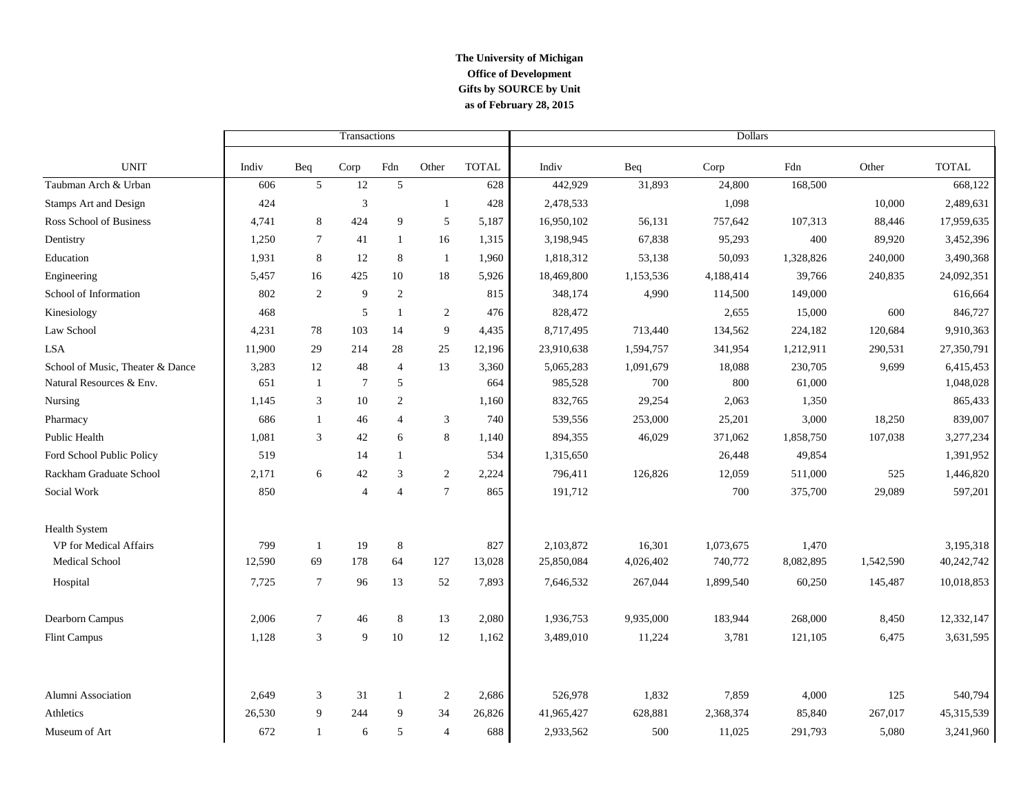**The University of Michigan**
**Office of Development**
**Gifts by SOURCE by Unit**
**as of February 28, 2015**

| | Transactions | | | | | | Dollars | | | | | |
|---|---|---|---|---|---|---|---|---|---|---|---|---|
| UNIT | Indiv | Beq | Corp | Fdn | Other | TOTAL | Indiv | Beq | Corp | Fdn | Other | TOTAL |
| Taubman Arch & Urban | 606 | 5 | 12 | 5 | | 628 | 442,929 | 31,893 | 24,800 | 168,500 | | 668,122 |
| Stamps Art and Design | 424 | | 3 | | 1 | 428 | 2,478,533 | | 1,098 | | 10,000 | 2,489,631 |
| Ross School of Business | 4,741 | 8 | 424 | 9 | 5 | 5,187 | 16,950,102 | 56,131 | 757,642 | 107,313 | 88,446 | 17,959,635 |
| Dentistry | 1,250 | 7 | 41 | 1 | 16 | 1,315 | 3,198,945 | 67,838 | 95,293 | 400 | 89,920 | 3,452,396 |
| Education | 1,931 | 8 | 12 | 8 | 1 | 1,960 | 1,818,312 | 53,138 | 50,093 | 1,328,826 | 240,000 | 3,490,368 |
| Engineering | 5,457 | 16 | 425 | 10 | 18 | 5,926 | 18,469,800 | 1,153,536 | 4,188,414 | 39,766 | 240,835 | 24,092,351 |
| School of Information | 802 | 2 | 9 | 2 | | 815 | 348,174 | 4,990 | 114,500 | 149,000 | | 616,664 |
| Kinesiology | 468 | | 5 | 1 | 2 | 476 | 828,472 | | 2,655 | 15,000 | 600 | 846,727 |
| Law School | 4,231 | 78 | 103 | 14 | 9 | 4,435 | 8,717,495 | 713,440 | 134,562 | 224,182 | 120,684 | 9,910,363 |
| LSA | 11,900 | 29 | 214 | 28 | 25 | 12,196 | 23,910,638 | 1,594,757 | 341,954 | 1,212,911 | 290,531 | 27,350,791 |
| School of Music, Theater & Dance | 3,283 | 12 | 48 | 4 | 13 | 3,360 | 5,065,283 | 1,091,679 | 18,088 | 230,705 | 9,699 | 6,415,453 |
| Natural Resources & Env. | 651 | 1 | 7 | 5 | | 664 | 985,528 | 700 | 800 | 61,000 | | 1,048,028 |
| Nursing | 1,145 | 3 | 10 | 2 | | 1,160 | 832,765 | 29,254 | 2,063 | 1,350 | | 865,433 |
| Pharmacy | 686 | 1 | 46 | 4 | 3 | 740 | 539,556 | 253,000 | 25,201 | 3,000 | 18,250 | 839,007 |
| Public Health | 1,081 | 3 | 42 | 6 | 8 | 1,140 | 894,355 | 46,029 | 371,062 | 1,858,750 | 107,038 | 3,277,234 |
| Ford School Public Policy | 519 | | 14 | 1 | | 534 | 1,315,650 | | 26,448 | 49,854 | | 1,391,952 |
| Rackham Graduate School | 2,171 | 6 | 42 | 3 | 2 | 2,224 | 796,411 | 126,826 | 12,059 | 511,000 | 525 | 1,446,820 |
| Social Work | 850 | | 4 | 4 | 7 | 865 | 191,712 | | 700 | 375,700 | 29,089 | 597,201 |
| Health System | | | | | | | | | | | | |
| VP for Medical Affairs | 799 | 1 | 19 | 8 | | 827 | 2,103,872 | 16,301 | 1,073,675 | 1,470 | | 3,195,318 |
| Medical School | 12,590 | 69 | 178 | 64 | 127 | 13,028 | 25,850,084 | 4,026,402 | 740,772 | 8,082,895 | 1,542,590 | 40,242,742 |
| Hospital | 7,725 | 7 | 96 | 13 | 52 | 7,893 | 7,646,532 | 267,044 | 1,899,540 | 60,250 | 145,487 | 10,018,853 |
| Dearborn Campus | 2,006 | 7 | 46 | 8 | 13 | 2,080 | 1,936,753 | 9,935,000 | 183,944 | 268,000 | 8,450 | 12,332,147 |
| Flint Campus | 1,128 | 3 | 9 | 10 | 12 | 1,162 | 3,489,010 | 11,224 | 3,781 | 121,105 | 6,475 | 3,631,595 |
| Alumni Association | 2,649 | 3 | 31 | 1 | 2 | 2,686 | 526,978 | 1,832 | 7,859 | 4,000 | 125 | 540,794 |
| Athletics | 26,530 | 9 | 244 | 9 | 34 | 26,826 | 41,965,427 | 628,881 | 2,368,374 | 85,840 | 267,017 | 45,315,539 |
| Museum of Art | 672 | 1 | 6 | 5 | 4 | 688 | 2,933,562 | 500 | 11,025 | 291,793 | 5,080 | 3,241,960 |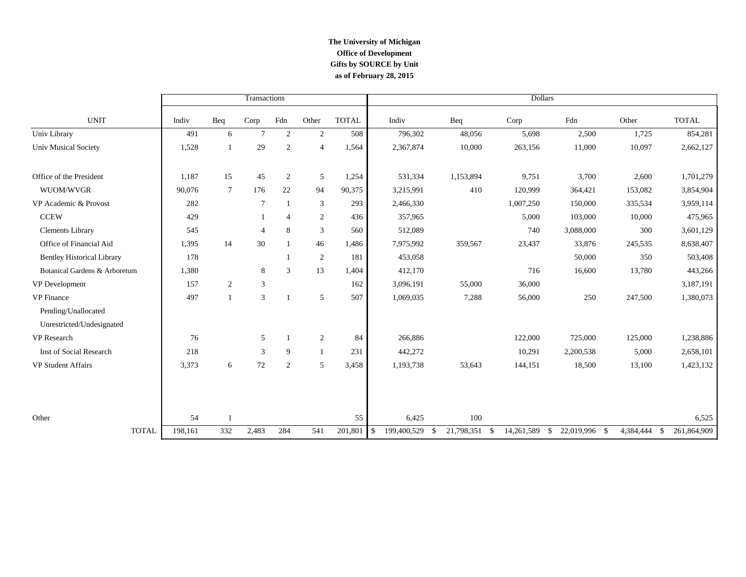**The University of Michigan**
**Office of Development**
**Gifts by SOURCE by Unit**
**as of February 28, 2015**

| | Transactions | | | | | | Dollars | | | | | |
|---|---|---|---|---|---|---|---|---|---|---|---|---|
| UNIT | Indiv | Beq | Corp | Fdn | Other | TOTAL | Indiv | Beq | Corp | Fdn | Other | TOTAL |
| Univ Library | 491 | 6 | 7 | 2 | 2 | 508 | 796,302 | 48,056 | 5,698 | 2,500 | 1,725 | 854,281 |
| Univ Musical Society | 1,528 | 1 | 29 | 2 | 4 | 1,564 | 2,367,874 | 10,000 | 263,156 | 11,000 | 10,097 | 2,662,127 |
| Office of the President | 1,187 | 15 | 45 | 2 | 5 | 1,254 | 531,334 | 1,153,894 | 9,751 | 3,700 | 2,600 | 1,701,279 |
| WUOM/WVGR | 90,076 | 7 | 176 | 22 | 94 | 90,375 | 3,215,991 | 410 | 120,999 | 364,421 | 153,082 | 3,854,904 |
| VP Academic & Provost | 282 | | 7 | 1 | 3 | 293 | 2,466,330 | | 1,007,250 | 150,000 | 335,534 | 3,959,114 |
| CCEW | 429 | | 1 | 4 | 2 | 436 | 357,965 | | 5,000 | 103,000 | 10,000 | 475,965 |
| Clements Library | 545 | | 4 | 8 | 3 | 560 | 512,089 | | 740 | 3,088,000 | 300 | 3,601,129 |
| Office of Financial Aid | 1,395 | 14 | 30 | 1 | 46 | 1,486 | 7,975,992 | 359,567 | 23,437 | 33,876 | 245,535 | 8,638,407 |
| Bentley Historical Library | 178 | | | 1 | 2 | 181 | 453,058 | | | 50,000 | 350 | 503,408 |
| Botanical Gardens & Arboretum | 1,380 | | 8 | 3 | 13 | 1,404 | 412,170 | | 716 | 16,600 | 13,780 | 443,266 |
| VP Development | 157 | 2 | 3 | | | 162 | 3,096,191 | 55,000 | 36,000 | | | 3,187,191 |
| VP Finance | 497 | 1 | 3 | 1 | 5 | 507 | 1,069,035 | 7,288 | 56,000 | 250 | 247,500 | 1,380,073 |
| Pending/Unallocated | | | | | | | | | | | | |
| Unrestricted/Undesignated | | | | | | | | | | | | |
| VP Research | 76 | | 5 | 1 | 2 | 84 | 266,886 | | 122,000 | 725,000 | 125,000 | 1,238,886 |
| Inst of Social Research | 218 | | 3 | 9 | 1 | 231 | 442,272 | | 10,291 | 2,200,538 | 5,000 | 2,658,101 |
| VP Student Affairs | 3,373 | 6 | 72 | 2 | 5 | 3,458 | 1,193,738 | 53,643 | 144,151 | 18,500 | 13,100 | 1,423,132 |
| Other | 54 | 1 | | | | 55 | 6,425 | 100 | | | | 6,525 |
| TOTAL | 198,161 | 332 | 2,483 | 284 | 541 | 201,801 | $ 199,400,529 | $ 21,798,351 | $ 14,261,589 | $ 22,019,996 | $ 4,384,444 | $ 261,864,909 |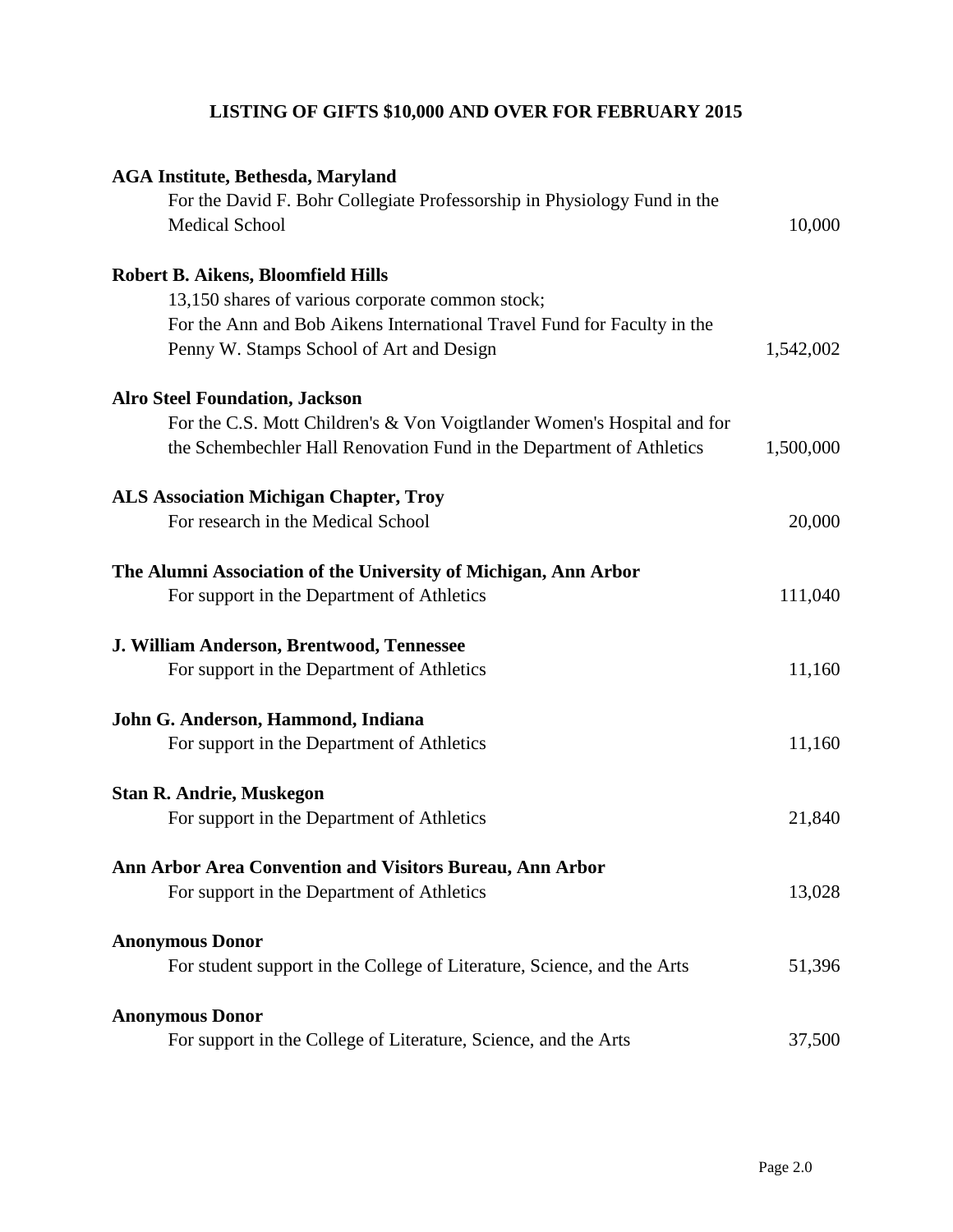# LISTING OF GIFTS $10,000 AND OVER FOR FEBRUARY 2015

**AGA Institute, Bethesda, Maryland**
For the David F. Bohr Collegiate Professorship in Physiology Fund in the Medical School — 10,000

**Robert B. Aikens, Bloomfield Hills**
13,150 shares of various corporate common stock;
For the Ann and Bob Aikens International Travel Fund for Faculty in the Penny W. Stamps School of Art and Design — 1,542,002

**Alro Steel Foundation, Jackson**
For the C.S. Mott Children's & Von Voigtlander Women's Hospital and for the Schembechler Hall Renovation Fund in the Department of Athletics — 1,500,000

**ALS Association Michigan Chapter, Troy**
For research in the Medical School — 20,000

**The Alumni Association of the University of Michigan, Ann Arbor**
For support in the Department of Athletics — 111,040

**J. William Anderson, Brentwood, Tennessee**
For support in the Department of Athletics — 11,160

**John G. Anderson, Hammond, Indiana**
For support in the Department of Athletics — 11,160

**Stan R. Andrie, Muskegon**
For support in the Department of Athletics — 21,840

**Ann Arbor Area Convention and Visitors Bureau, Ann Arbor**
For support in the Department of Athletics — 13,028

**Anonymous Donor**
For student support in the College of Literature, Science, and the Arts — 51,396

**Anonymous Donor**
For support in the College of Literature, Science, and the Arts — 37,500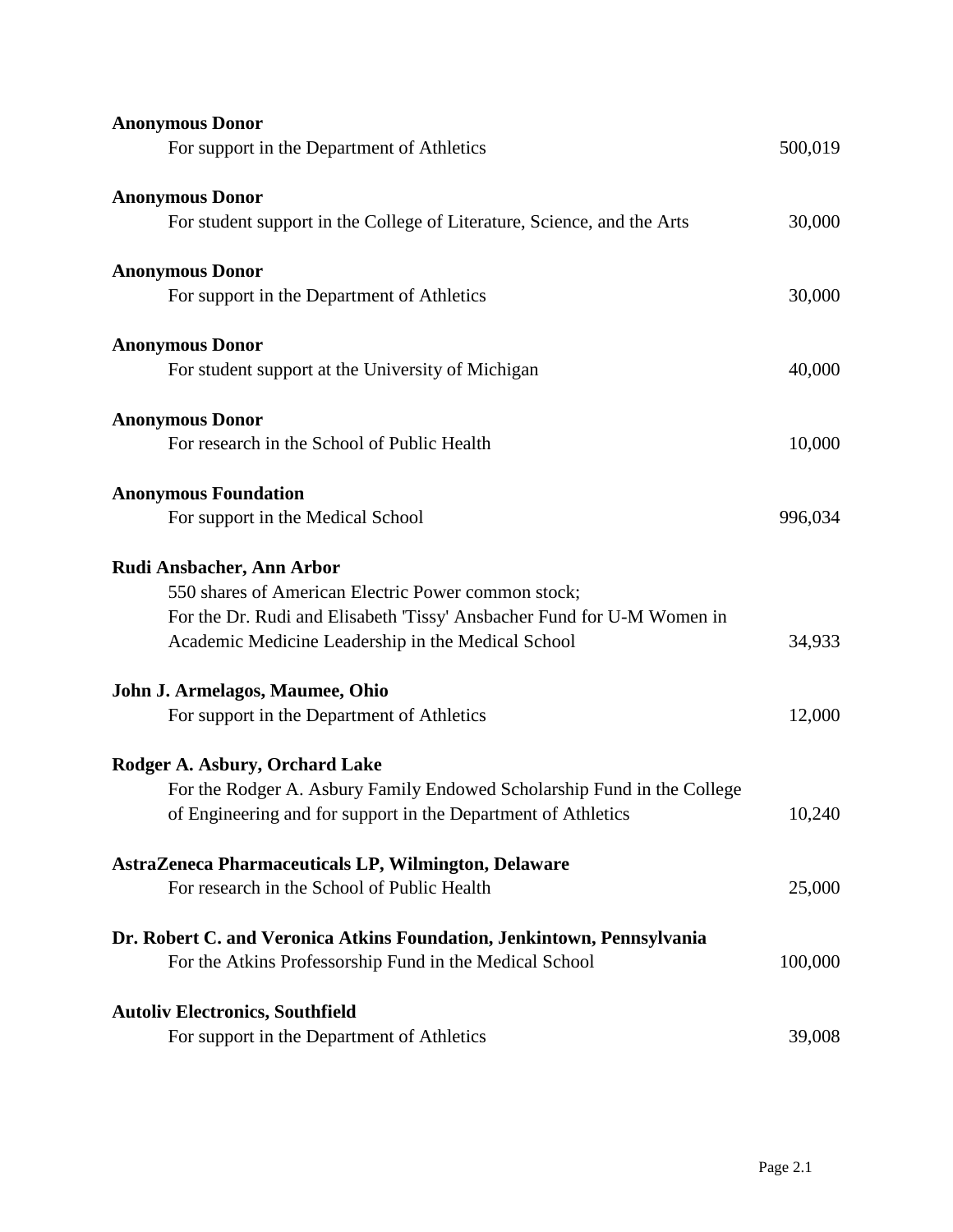**Anonymous Donor**
For support in the Department of Athletics 500,019

**Anonymous Donor**
For student support in the College of Literature, Science, and the Arts 30,000

**Anonymous Donor**
For support in the Department of Athletics 30,000

**Anonymous Donor**
For student support at the University of Michigan 40,000

**Anonymous Donor**
For research in the School of Public Health 10,000

**Anonymous Foundation**
For support in the Medical School 996,034

**Rudi Ansbacher, Ann Arbor**
550 shares of American Electric Power common stock;
For the Dr. Rudi and Elisabeth 'Tissy' Ansbacher Fund for U-M Women in Academic Medicine Leadership in the Medical School 34,933

**John J. Armelagos, Maumee, Ohio**
For support in the Department of Athletics 12,000

**Rodger A. Asbury, Orchard Lake**
For the Rodger A. Asbury Family Endowed Scholarship Fund in the College of Engineering and for support in the Department of Athletics 10,240

**AstraZeneca Pharmaceuticals LP, Wilmington, Delaware**
For research in the School of Public Health 25,000

**Dr. Robert C. and Veronica Atkins Foundation, Jenkintown, Pennsylvania**
For the Atkins Professorship Fund in the Medical School 100,000

**Autoliv Electronics, Southfield**
For support in the Department of Athletics 39,008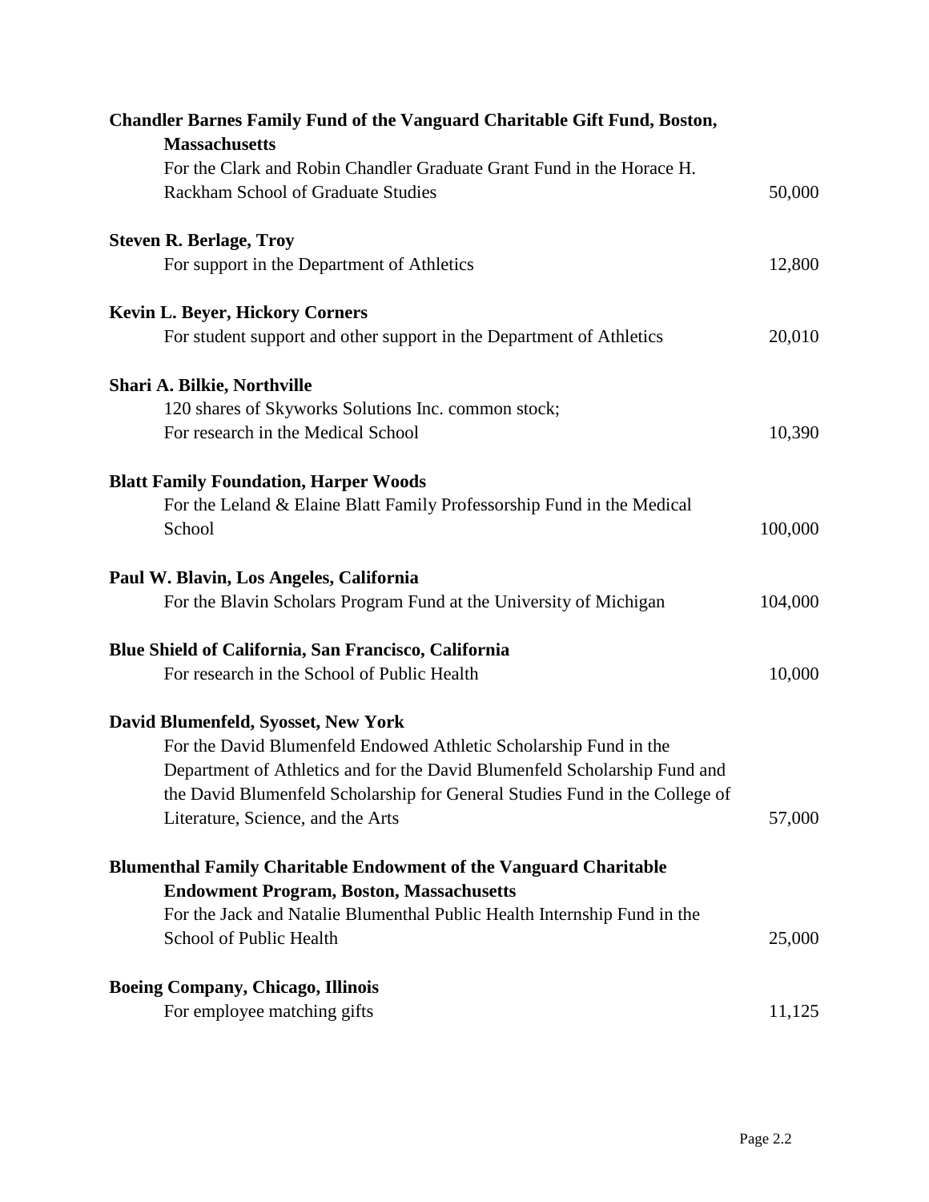**Chandler Barnes Family Fund of the Vanguard Charitable Gift Fund, Boston, Massachusetts**
For the Clark and Robin Chandler Graduate Grant Fund in the Horace H. Rackham School of Graduate Studies — 50,000

**Steven R. Berlage, Troy**
For support in the Department of Athletics — 12,800

**Kevin L. Beyer, Hickory Corners**
For student support and other support in the Department of Athletics — 20,010

**Shari A. Bilkie, Northville**
120 shares of Skyworks Solutions Inc. common stock;
For research in the Medical School — 10,390

**Blatt Family Foundation, Harper Woods**
For the Leland & Elaine Blatt Family Professorship Fund in the Medical School — 100,000

**Paul W. Blavin, Los Angeles, California**
For the Blavin Scholars Program Fund at the University of Michigan — 104,000

**Blue Shield of California, San Francisco, California**
For research in the School of Public Health — 10,000

**David Blumenfeld, Syosset, New York**
For the David Blumenfeld Endowed Athletic Scholarship Fund in the Department of Athletics and for the David Blumenfeld Scholarship Fund and the David Blumenfeld Scholarship for General Studies Fund in the College of Literature, Science, and the Arts — 57,000

**Blumenthal Family Charitable Endowment of the Vanguard Charitable Endowment Program, Boston, Massachusetts**
For the Jack and Natalie Blumenthal Public Health Internship Fund in the School of Public Health — 25,000

**Boeing Company, Chicago, Illinois**
For employee matching gifts — 11,125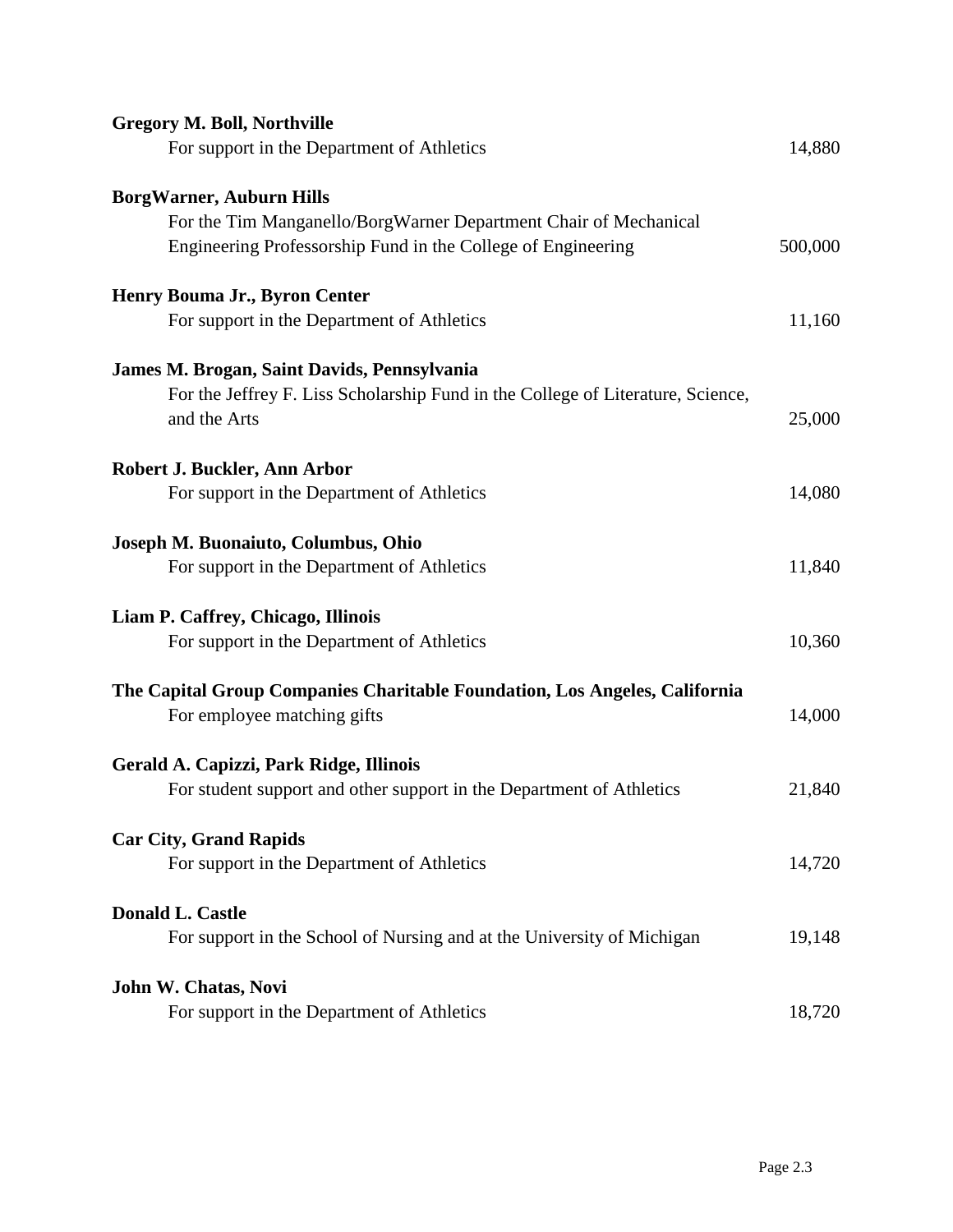**Gregory M. Boll, Northville**
For support in the Department of Athletics 14,880

**BorgWarner, Auburn Hills**
For the Tim Manganello/BorgWarner Department Chair of Mechanical Engineering Professorship Fund in the College of Engineering 500,000

**Henry Bouma Jr., Byron Center**
For support in the Department of Athletics 11,160

**James M. Brogan, Saint Davids, Pennsylvania**
For the Jeffrey F. Liss Scholarship Fund in the College of Literature, Science, and the Arts 25,000

**Robert J. Buckler, Ann Arbor**
For support in the Department of Athletics 14,080

**Joseph M. Buonaiuto, Columbus, Ohio**
For support in the Department of Athletics 11,840

**Liam P. Caffrey, Chicago, Illinois**
For support in the Department of Athletics 10,360

**The Capital Group Companies Charitable Foundation, Los Angeles, California**
For employee matching gifts 14,000

**Gerald A. Capizzi, Park Ridge, Illinois**
For student support and other support in the Department of Athletics 21,840

**Car City, Grand Rapids**
For support in the Department of Athletics 14,720

**Donald L. Castle**
For support in the School of Nursing and at the University of Michigan 19,148

**John W. Chatas, Novi**
For support in the Department of Athletics 18,720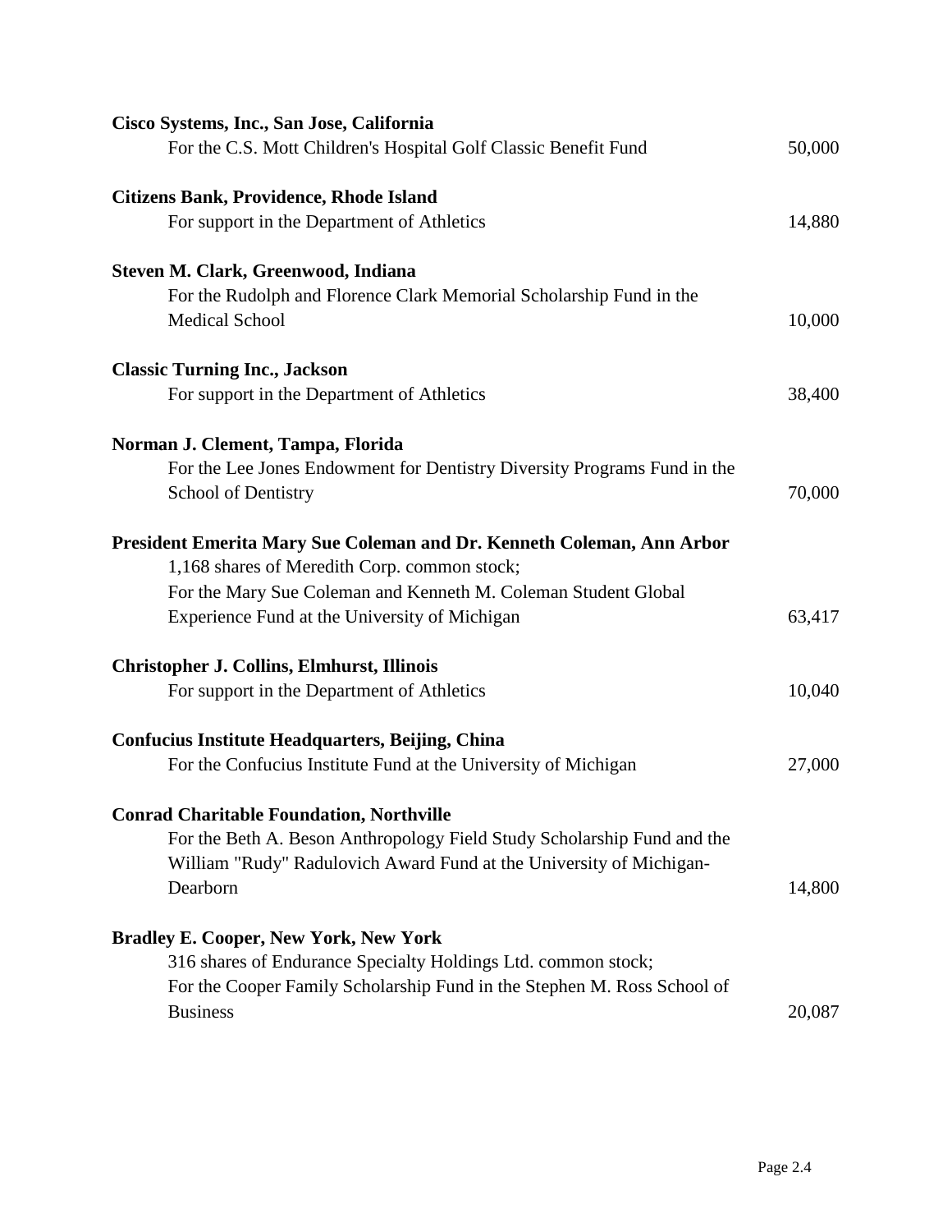**Cisco Systems, Inc., San Jose, California**
For the C.S. Mott Children's Hospital Golf Classic Benefit Fund 50,000

**Citizens Bank, Providence, Rhode Island**
For support in the Department of Athletics 14,880

**Steven M. Clark, Greenwood, Indiana**
For the Rudolph and Florence Clark Memorial Scholarship Fund in the Medical School 10,000

**Classic Turning Inc., Jackson**
For support in the Department of Athletics 38,400

**Norman J. Clement, Tampa, Florida**
For the Lee Jones Endowment for Dentistry Diversity Programs Fund in the School of Dentistry 70,000

**President Emerita Mary Sue Coleman and Dr. Kenneth Coleman, Ann Arbor**
1,168 shares of Meredith Corp. common stock;
For the Mary Sue Coleman and Kenneth M. Coleman Student Global Experience Fund at the University of Michigan 63,417

**Christopher J. Collins, Elmhurst, Illinois**
For support in the Department of Athletics 10,040

**Confucius Institute Headquarters, Beijing, China**
For the Confucius Institute Fund at the University of Michigan 27,000

**Conrad Charitable Foundation, Northville**
For the Beth A. Beson Anthropology Field Study Scholarship Fund and the William "Rudy" Radulovich Award Fund at the University of Michigan-Dearborn 14,800

**Bradley E. Cooper, New York, New York**
316 shares of Endurance Specialty Holdings Ltd. common stock;
For the Cooper Family Scholarship Fund in the Stephen M. Ross School of Business 20,087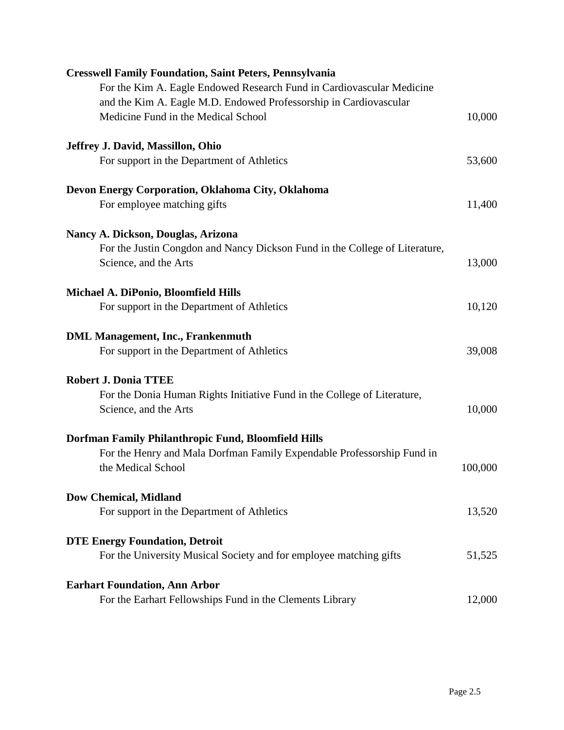**Cresswell Family Foundation, Saint Peters, Pennsylvania**
For the Kim A. Eagle Endowed Research Fund in Cardiovascular Medicine and the Kim A. Eagle M.D. Endowed Professorship in Cardiovascular Medicine Fund in the Medical School 10,000

**Jeffrey J. David, Massillon, Ohio**
For support in the Department of Athletics 53,600

**Devon Energy Corporation, Oklahoma City, Oklahoma**
For employee matching gifts 11,400

**Nancy A. Dickson, Douglas, Arizona**
For the Justin Congdon and Nancy Dickson Fund in the College of Literature, Science, and the Arts 13,000

**Michael A. DiPonio, Bloomfield Hills**
For support in the Department of Athletics 10,120

**DML Management, Inc., Frankenmuth**
For support in the Department of Athletics 39,008

**Robert J. Donia TTEE**
For the Donia Human Rights Initiative Fund in the College of Literature, Science, and the Arts 10,000

**Dorfman Family Philanthropic Fund, Bloomfield Hills**
For the Henry and Mala Dorfman Family Expendable Professorship Fund in the Medical School 100,000

**Dow Chemical, Midland**
For support in the Department of Athletics 13,520

**DTE Energy Foundation, Detroit**
For the University Musical Society and for employee matching gifts 51,525

**Earhart Foundation, Ann Arbor**
For the Earhart Fellowships Fund in the Clements Library 12,000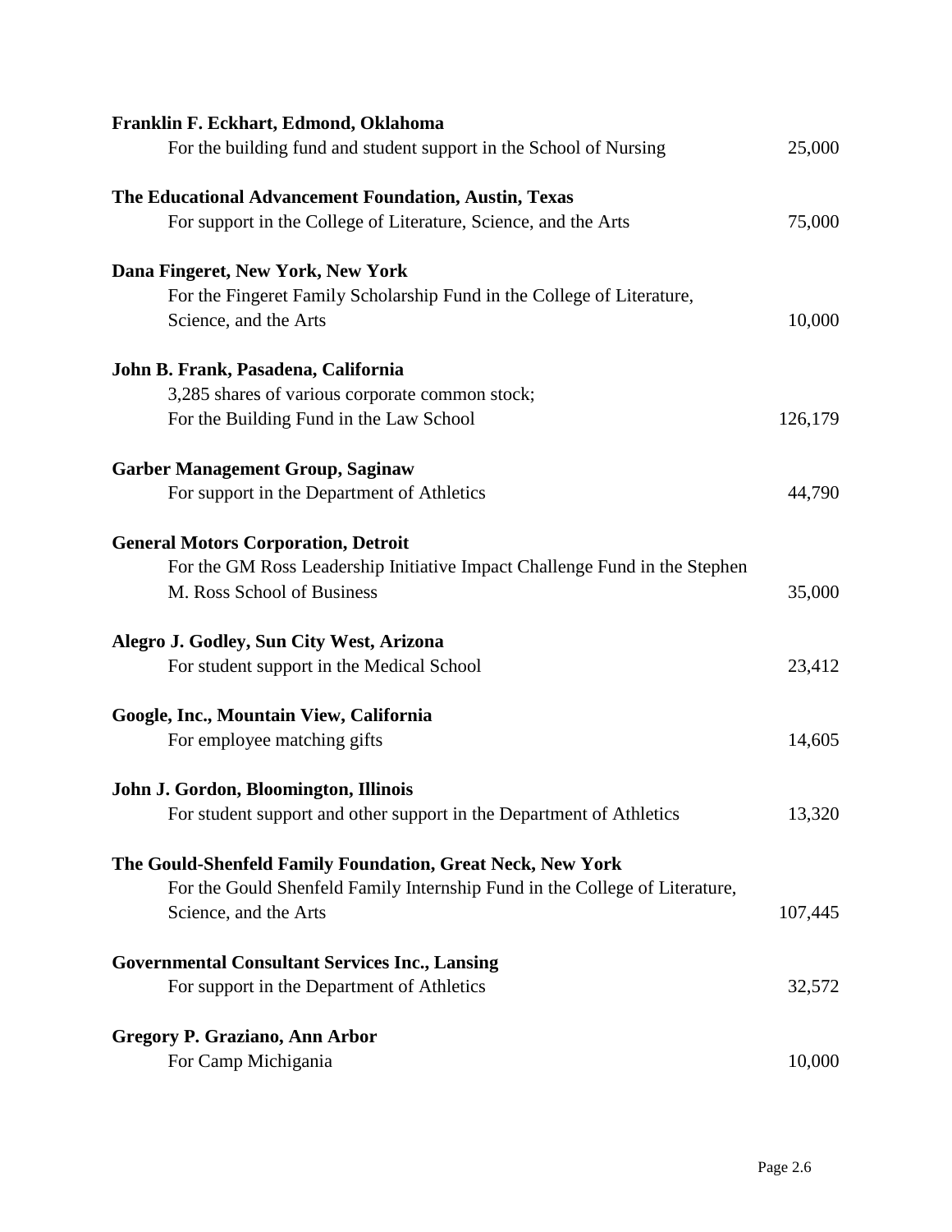**Franklin F. Eckhart, Edmond, Oklahoma**
For the building fund and student support in the School of Nursing 25,000

**The Educational Advancement Foundation, Austin, Texas**
For support in the College of Literature, Science, and the Arts 75,000

**Dana Fingeret, New York, New York**
For the Fingeret Family Scholarship Fund in the College of Literature, Science, and the Arts 10,000

**John B. Frank, Pasadena, California**
3,285 shares of various corporate common stock;
For the Building Fund in the Law School 126,179

**Garber Management Group, Saginaw**
For support in the Department of Athletics 44,790

**General Motors Corporation, Detroit**
For the GM Ross Leadership Initiative Impact Challenge Fund in the Stephen M. Ross School of Business 35,000

**Alegro J. Godley, Sun City West, Arizona**
For student support in the Medical School 23,412

**Google, Inc., Mountain View, California**
For employee matching gifts 14,605

**John J. Gordon, Bloomington, Illinois**
For student support and other support in the Department of Athletics 13,320

**The Gould-Shenfeld Family Foundation, Great Neck, New York**
For the Gould Shenfeld Family Internship Fund in the College of Literature, Science, and the Arts 107,445

**Governmental Consultant Services Inc., Lansing**
For support in the Department of Athletics 32,572

**Gregory P. Graziano, Ann Arbor**
For Camp Michigania 10,000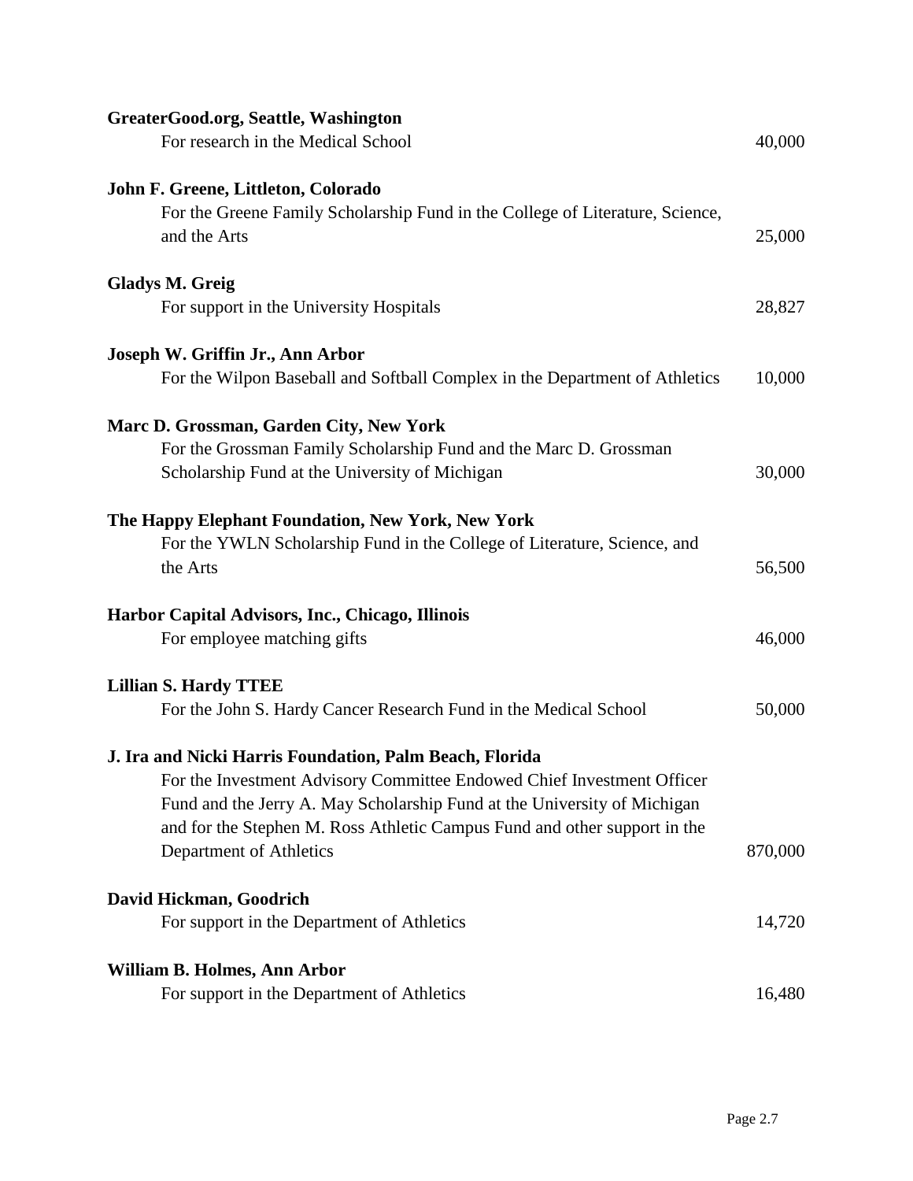**GreaterGood.org, Seattle, Washington**
For research in the Medical School 40,000

**John F. Greene, Littleton, Colorado**
For the Greene Family Scholarship Fund in the College of Literature, Science, and the Arts 25,000

**Gladys M. Greig**
For support in the University Hospitals 28,827

**Joseph W. Griffin Jr., Ann Arbor**
For the Wilpon Baseball and Softball Complex in the Department of Athletics 10,000

**Marc D. Grossman, Garden City, New York**
For the Grossman Family Scholarship Fund and the Marc D. Grossman Scholarship Fund at the University of Michigan 30,000

**The Happy Elephant Foundation, New York, New York**
For the YWLN Scholarship Fund in the College of Literature, Science, and the Arts 56,500

**Harbor Capital Advisors, Inc., Chicago, Illinois**
For employee matching gifts 46,000

**Lillian S. Hardy TTEE**
For the John S. Hardy Cancer Research Fund in the Medical School 50,000

**J. Ira and Nicki Harris Foundation, Palm Beach, Florida**
For the Investment Advisory Committee Endowed Chief Investment Officer Fund and the Jerry A. May Scholarship Fund at the University of Michigan and for the Stephen M. Ross Athletic Campus Fund and other support in the Department of Athletics 870,000

**David Hickman, Goodrich**
For support in the Department of Athletics 14,720

**William B. Holmes, Ann Arbor**
For support in the Department of Athletics 16,480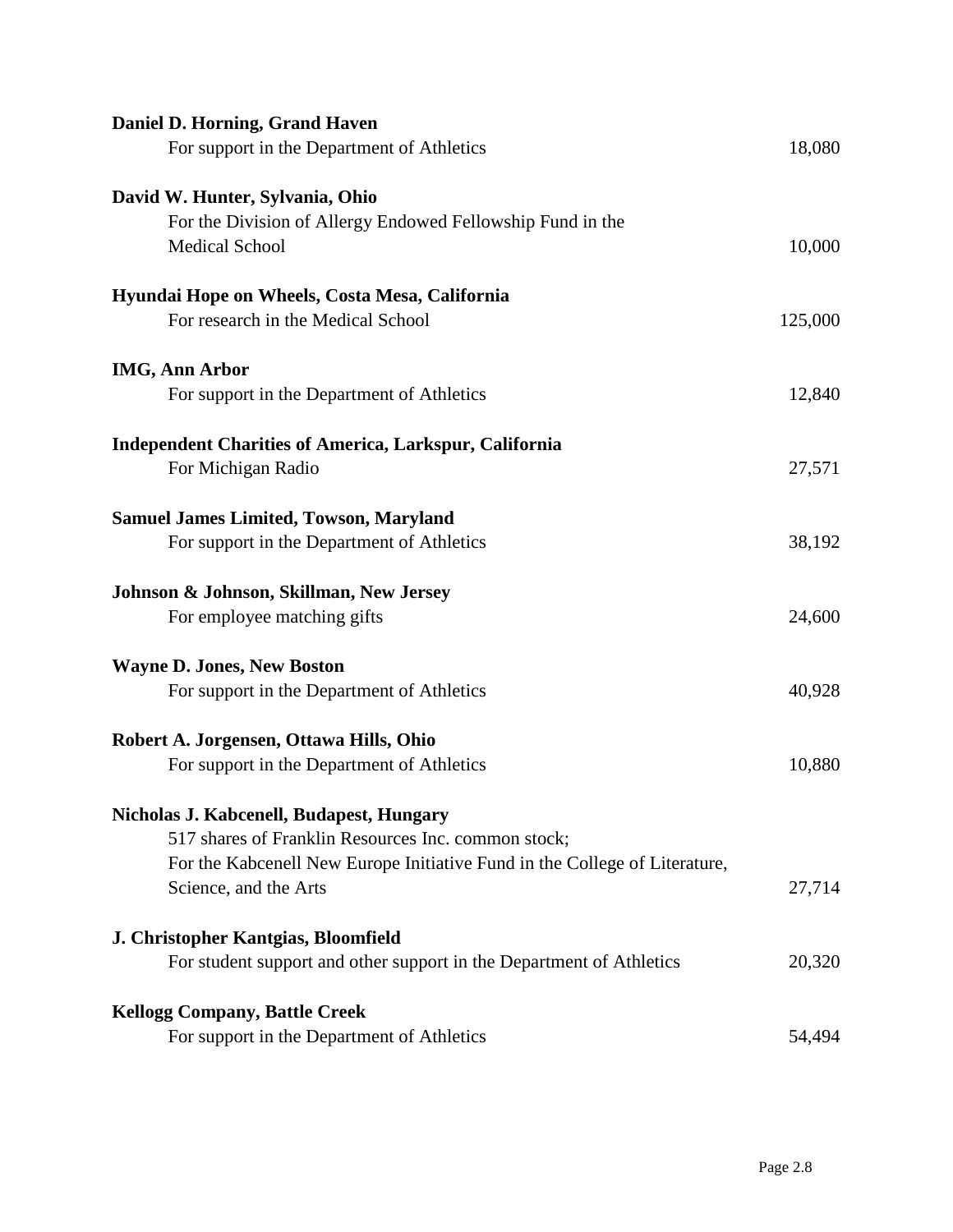**Daniel D. Horning, Grand Haven**
For support in the Department of Athletics 18,080

**David W. Hunter, Sylvania, Ohio**
For the Division of Allergy Endowed Fellowship Fund in the Medical School 10,000

**Hyundai Hope on Wheels, Costa Mesa, California**
For research in the Medical School 125,000

**IMG, Ann Arbor**
For support in the Department of Athletics 12,840

**Independent Charities of America, Larkspur, California**
For Michigan Radio 27,571

**Samuel James Limited, Towson, Maryland**
For support in the Department of Athletics 38,192

**Johnson & Johnson, Skillman, New Jersey**
For employee matching gifts 24,600

**Wayne D. Jones, New Boston**
For support in the Department of Athletics 40,928

**Robert A. Jorgensen, Ottawa Hills, Ohio**
For support in the Department of Athletics 10,880

**Nicholas J. Kabcenell, Budapest, Hungary**
517 shares of Franklin Resources Inc. common stock;
For the Kabcenell New Europe Initiative Fund in the College of Literature, Science, and the Arts 27,714

**J. Christopher Kantgias, Bloomfield**
For student support and other support in the Department of Athletics 20,320

**Kellogg Company, Battle Creek**
For support in the Department of Athletics 54,494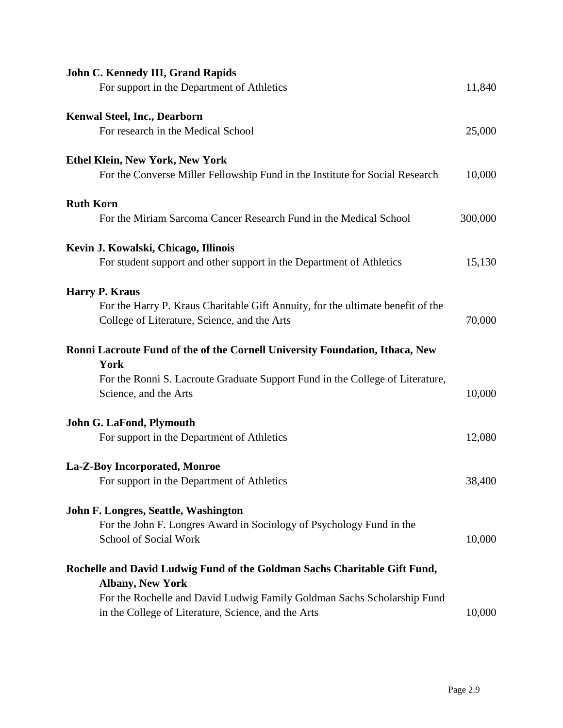**John C. Kennedy III, Grand Rapids**
For support in the Department of Athletics 11,840

**Kenwal Steel, Inc., Dearborn**
For research in the Medical School 25,000

**Ethel Klein, New York, New York**
For the Converse Miller Fellowship Fund in the Institute for Social Research 10,000

**Ruth Korn**
For the Miriam Sarcoma Cancer Research Fund in the Medical School 300,000

**Kevin J. Kowalski, Chicago, Illinois**
For student support and other support in the Department of Athletics 15,130

**Harry P. Kraus**
For the Harry P. Kraus Charitable Gift Annuity, for the ultimate benefit of the College of Literature, Science, and the Arts 70,000

**Ronni Lacroute Fund of the of the Cornell University Foundation, Ithaca, New York**
For the Ronni S. Lacroute Graduate Support Fund in the College of Literature, Science, and the Arts 10,000

**John G. LaFond, Plymouth**
For support in the Department of Athletics 12,080

**La-Z-Boy Incorporated, Monroe**
For support in the Department of Athletics 38,400

**John F. Longres, Seattle, Washington**
For the John F. Longres Award in Sociology of Psychology Fund in the School of Social Work 10,000

**Rochelle and David Ludwig Fund of the Goldman Sachs Charitable Gift Fund, Albany, New York**
For the Rochelle and David Ludwig Family Goldman Sachs Scholarship Fund in the College of Literature, Science, and the Arts 10,000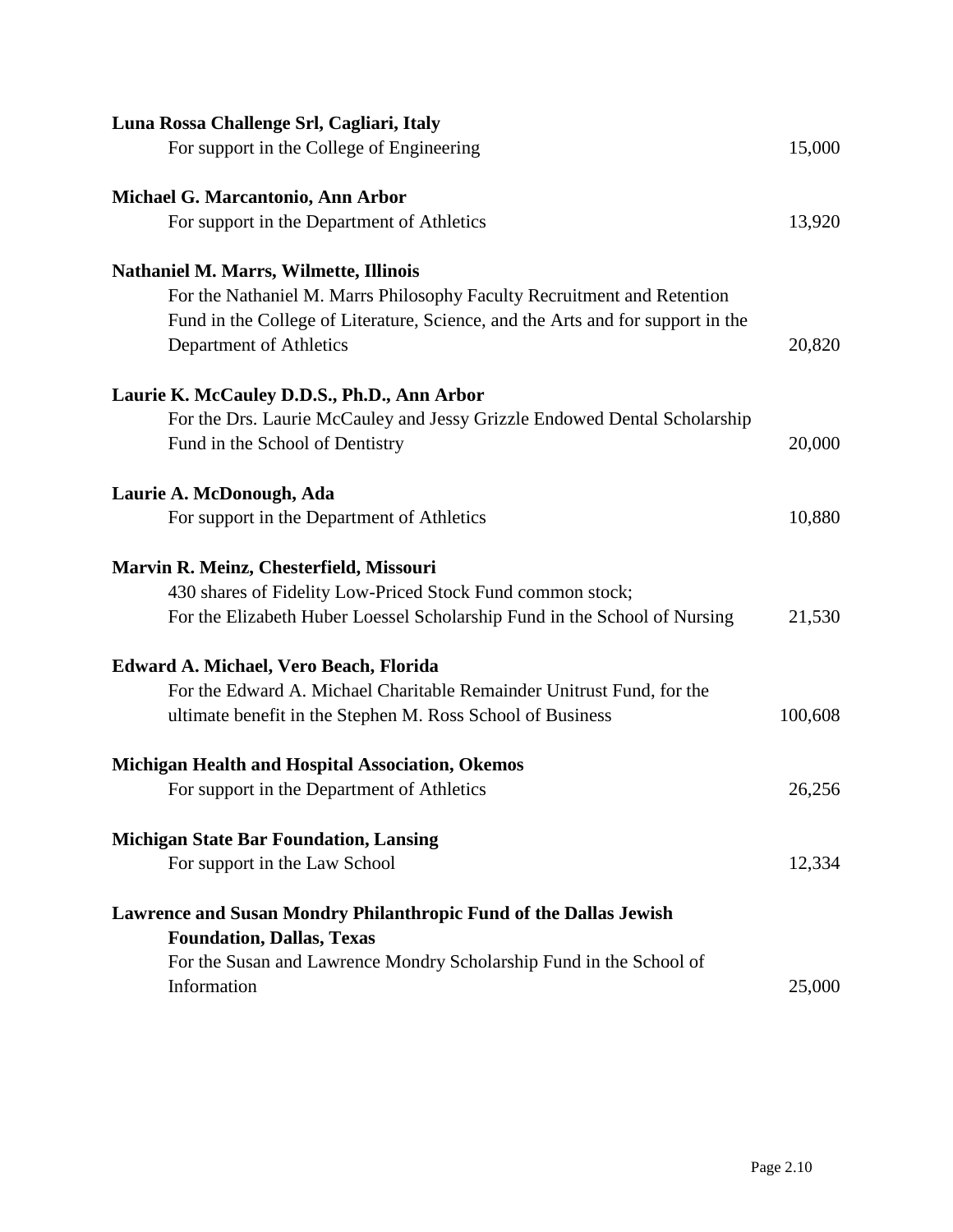**Luna Rossa Challenge Srl, Cagliari, Italy**
For support in the College of Engineering 15,000

**Michael G. Marcantonio, Ann Arbor**
For support in the Department of Athletics 13,920

**Nathaniel M. Marrs, Wilmette, Illinois**
For the Nathaniel M. Marrs Philosophy Faculty Recruitment and Retention Fund in the College of Literature, Science, and the Arts and for support in the Department of Athletics 20,820

**Laurie K. McCauley D.D.S., Ph.D., Ann Arbor**
For the Drs. Laurie McCauley and Jessy Grizzle Endowed Dental Scholarship Fund in the School of Dentistry 20,000

**Laurie A. McDonough, Ada**
For support in the Department of Athletics 10,880

**Marvin R. Meinz, Chesterfield, Missouri**
430 shares of Fidelity Low-Priced Stock Fund common stock;
For the Elizabeth Huber Loessel Scholarship Fund in the School of Nursing 21,530

**Edward A. Michael, Vero Beach, Florida**
For the Edward A. Michael Charitable Remainder Unitrust Fund, for the ultimate benefit in the Stephen M. Ross School of Business 100,608

**Michigan Health and Hospital Association, Okemos**
For support in the Department of Athletics 26,256

**Michigan State Bar Foundation, Lansing**
For support in the Law School 12,334

**Lawrence and Susan Mondry Philanthropic Fund of the Dallas Jewish Foundation, Dallas, Texas**
For the Susan and Lawrence Mondry Scholarship Fund in the School of Information 25,000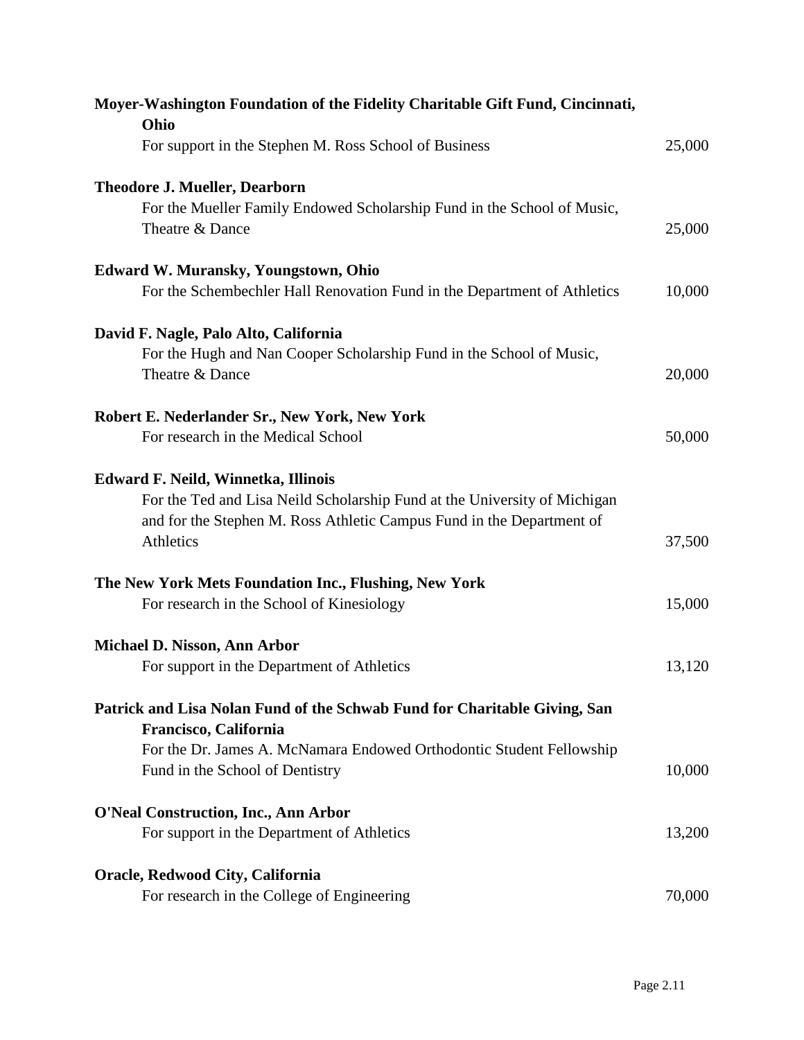**Moyer-Washington Foundation of the Fidelity Charitable Gift Fund, Cincinnati, Ohio**

For support in the Stephen M. Ross School of Business — 25,000

**Theodore J. Mueller, Dearborn**

For the Mueller Family Endowed Scholarship Fund in the School of Music, Theatre & Dance — 25,000

**Edward W. Muransky, Youngstown, Ohio**

For the Schembechler Hall Renovation Fund in the Department of Athletics — 10,000

**David F. Nagle, Palo Alto, California**

For the Hugh and Nan Cooper Scholarship Fund in the School of Music, Theatre & Dance — 20,000

**Robert E. Nederlander Sr., New York, New York**

For research in the Medical School — 50,000

**Edward F. Neild, Winnetka, Illinois**

For the Ted and Lisa Neild Scholarship Fund at the University of Michigan and for the Stephen M. Ross Athletic Campus Fund in the Department of Athletics — 37,500

**The New York Mets Foundation Inc., Flushing, New York**

For research in the School of Kinesiology — 15,000

**Michael D. Nisson, Ann Arbor**

For support in the Department of Athletics — 13,120

**Patrick and Lisa Nolan Fund of the Schwab Fund for Charitable Giving, San Francisco, California**

For the Dr. James A. McNamara Endowed Orthodontic Student Fellowship Fund in the School of Dentistry — 10,000

**O'Neal Construction, Inc., Ann Arbor**

For support in the Department of Athletics — 13,200

**Oracle, Redwood City, California**

For research in the College of Engineering — 70,000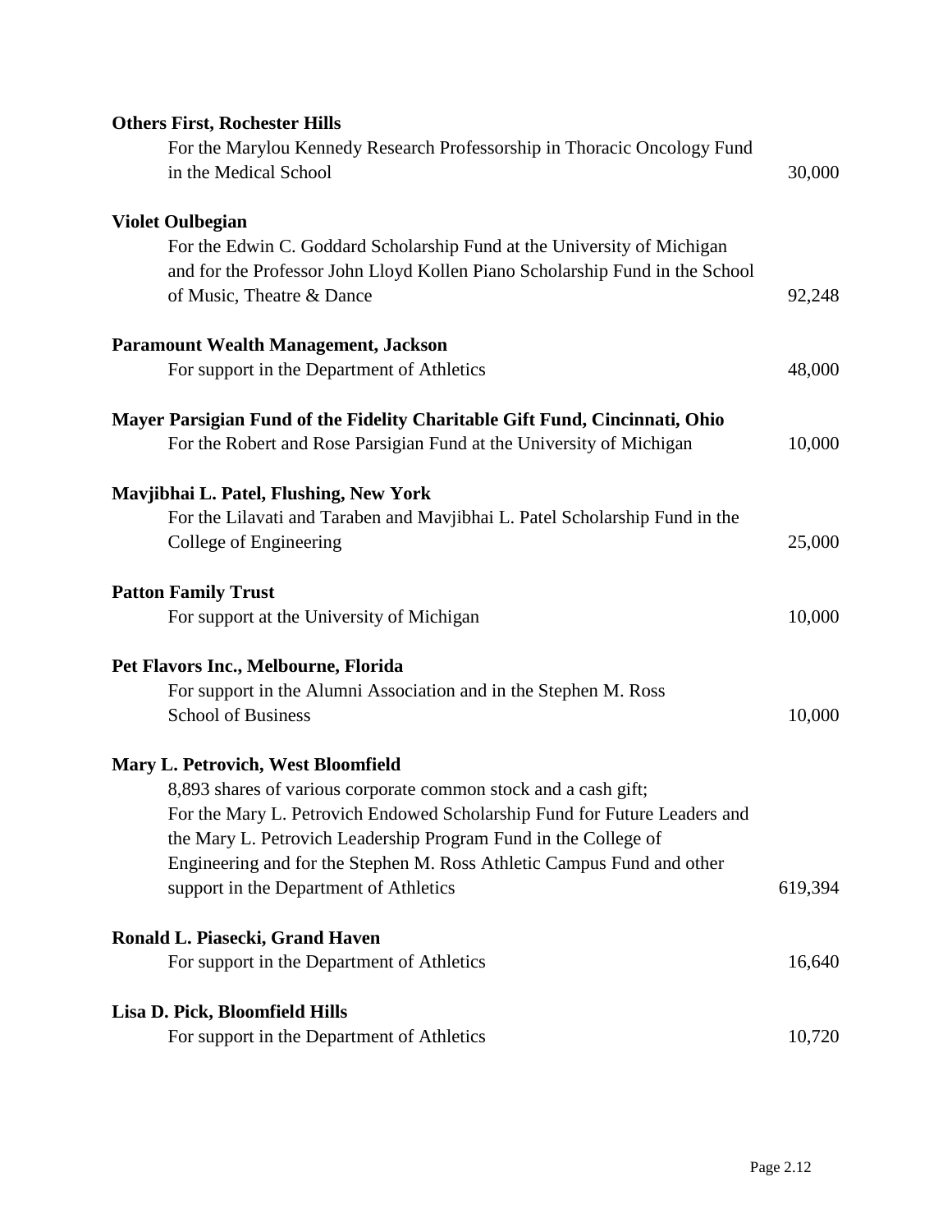**Others First, Rochester Hills**
For the Marylou Kennedy Research Professorship in Thoracic Oncology Fund in the Medical School — 30,000

**Violet Oulbegian**
For the Edwin C. Goddard Scholarship Fund at the University of Michigan and for the Professor John Lloyd Kollen Piano Scholarship Fund in the School of Music, Theatre & Dance — 92,248

**Paramount Wealth Management, Jackson**
For support in the Department of Athletics — 48,000

**Mayer Parsigian Fund of the Fidelity Charitable Gift Fund, Cincinnati, Ohio**
For the Robert and Rose Parsigian Fund at the University of Michigan — 10,000

**Mavjibhai L. Patel, Flushing, New York**
For the Lilavati and Taraben and Mavjibhai L. Patel Scholarship Fund in the College of Engineering — 25,000

**Patton Family Trust**
For support at the University of Michigan — 10,000

**Pet Flavors Inc., Melbourne, Florida**
For support in the Alumni Association and in the Stephen M. Ross School of Business — 10,000

**Mary L. Petrovich, West Bloomfield**
8,893 shares of various corporate common stock and a cash gift;
For the Mary L. Petrovich Endowed Scholarship Fund for Future Leaders and the Mary L. Petrovich Leadership Program Fund in the College of Engineering and for the Stephen M. Ross Athletic Campus Fund and other support in the Department of Athletics — 619,394

**Ronald L. Piasecki, Grand Haven**
For support in the Department of Athletics — 16,640

**Lisa D. Pick, Bloomfield Hills**
For support in the Department of Athletics — 10,720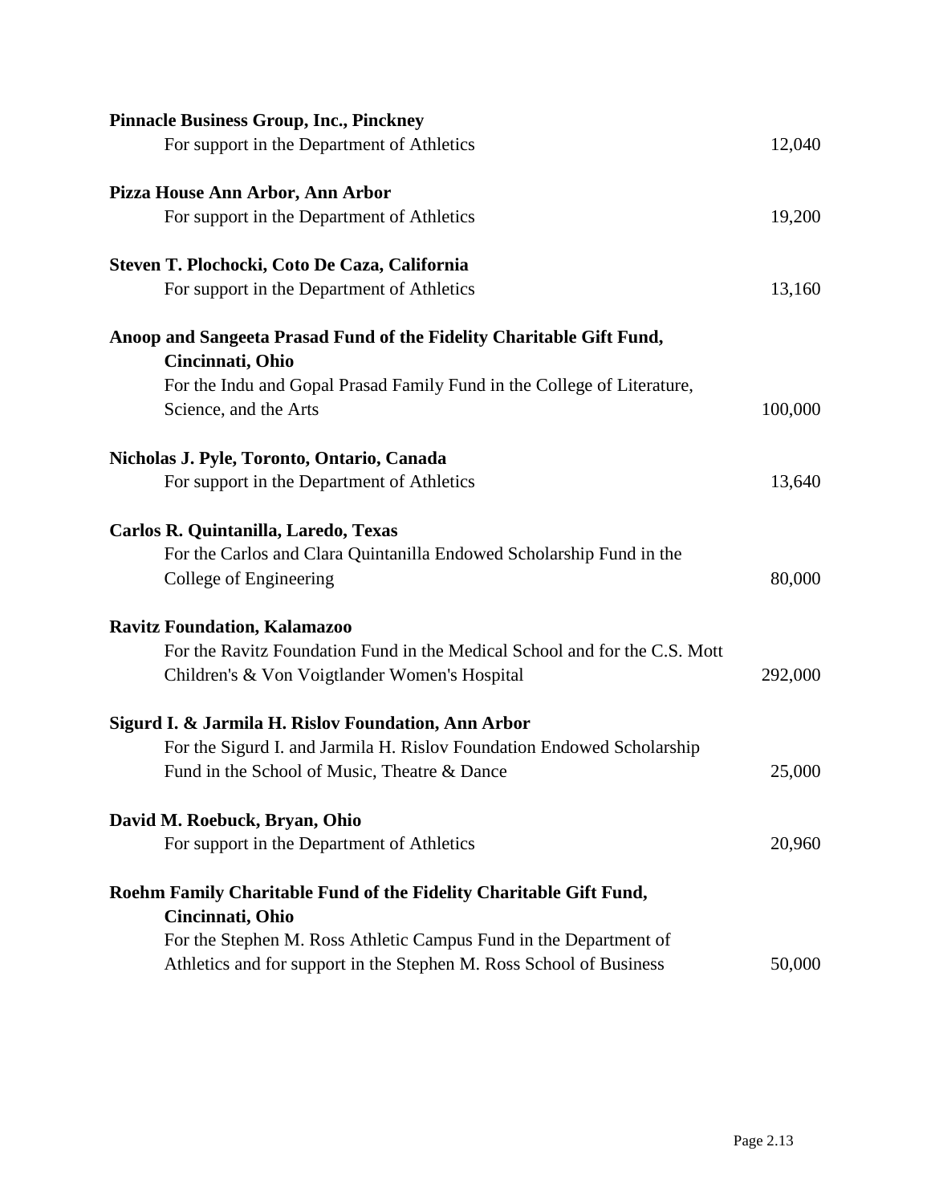**Pinnacle Business Group, Inc., Pinckney**
For support in the Department of Athletics 12,040

**Pizza House Ann Arbor, Ann Arbor**
For support in the Department of Athletics 19,200

**Steven T. Plochocki, Coto De Caza, California**
For support in the Department of Athletics 13,160

**Anoop and Sangeeta Prasad Fund of the Fidelity Charitable Gift Fund, Cincinnati, Ohio**
For the Indu and Gopal Prasad Family Fund in the College of Literature, Science, and the Arts 100,000

**Nicholas J. Pyle, Toronto, Ontario, Canada**
For support in the Department of Athletics 13,640

**Carlos R. Quintanilla, Laredo, Texas**
For the Carlos and Clara Quintanilla Endowed Scholarship Fund in the College of Engineering 80,000

**Ravitz Foundation, Kalamazoo**
For the Ravitz Foundation Fund in the Medical School and for the C.S. Mott Children's & Von Voigtlander Women's Hospital 292,000

**Sigurd I. & Jarmila H. Rislov Foundation, Ann Arbor**
For the Sigurd I. and Jarmila H. Rislov Foundation Endowed Scholarship Fund in the School of Music, Theatre & Dance 25,000

**David M. Roebuck, Bryan, Ohio**
For support in the Department of Athletics 20,960

**Roehm Family Charitable Fund of the Fidelity Charitable Gift Fund, Cincinnati, Ohio**
For the Stephen M. Ross Athletic Campus Fund in the Department of Athletics and for support in the Stephen M. Ross School of Business 50,000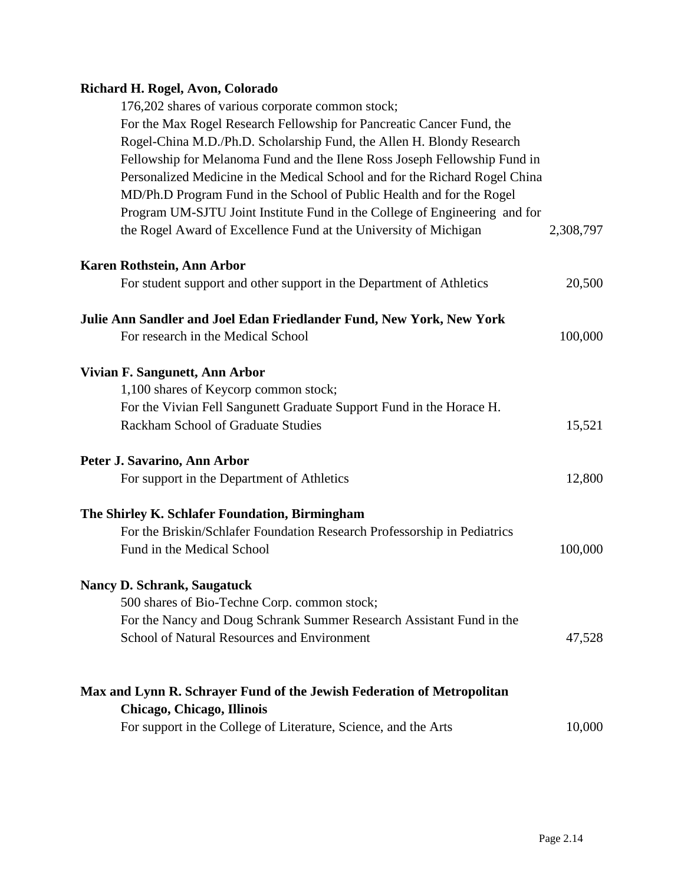**Richard H. Rogel, Avon, Colorado**

176,202 shares of various corporate common stock;
For the Max Rogel Research Fellowship for Pancreatic Cancer Fund, the Rogel-China M.D./Ph.D. Scholarship Fund, the Allen H. Blondy Research Fellowship for Melanoma Fund and the Ilene Ross Joseph Fellowship Fund in Personalized Medicine in the Medical School and for the Richard Rogel China MD/Ph.D Program Fund in the School of Public Health and for the Rogel Program UM-SJTU Joint Institute Fund in the College of Engineering and for the Rogel Award of Excellence Fund at the University of Michigan — 2,308,797

**Karen Rothstein, Ann Arbor**

For student support and other support in the Department of Athletics — 20,500

**Julie Ann Sandler and Joel Edan Friedlander Fund, New York, New York**

For research in the Medical School — 100,000

**Vivian F. Sangunett, Ann Arbor**

1,100 shares of Keycorp common stock;
For the Vivian Fell Sangunett Graduate Support Fund in the Horace H. Rackham School of Graduate Studies — 15,521

**Peter J. Savarino, Ann Arbor**

For support in the Department of Athletics — 12,800

**The Shirley K. Schlafer Foundation, Birmingham**

For the Briskin/Schlafer Foundation Research Professorship in Pediatrics Fund in the Medical School — 100,000

**Nancy D. Schrank, Saugatuck**

500 shares of Bio-Techne Corp. common stock;
For the Nancy and Doug Schrank Summer Research Assistant Fund in the School of Natural Resources and Environment — 47,528

**Max and Lynn R. Schrayer Fund of the Jewish Federation of Metropolitan Chicago, Chicago, Illinois**

For support in the College of Literature, Science, and the Arts — 10,000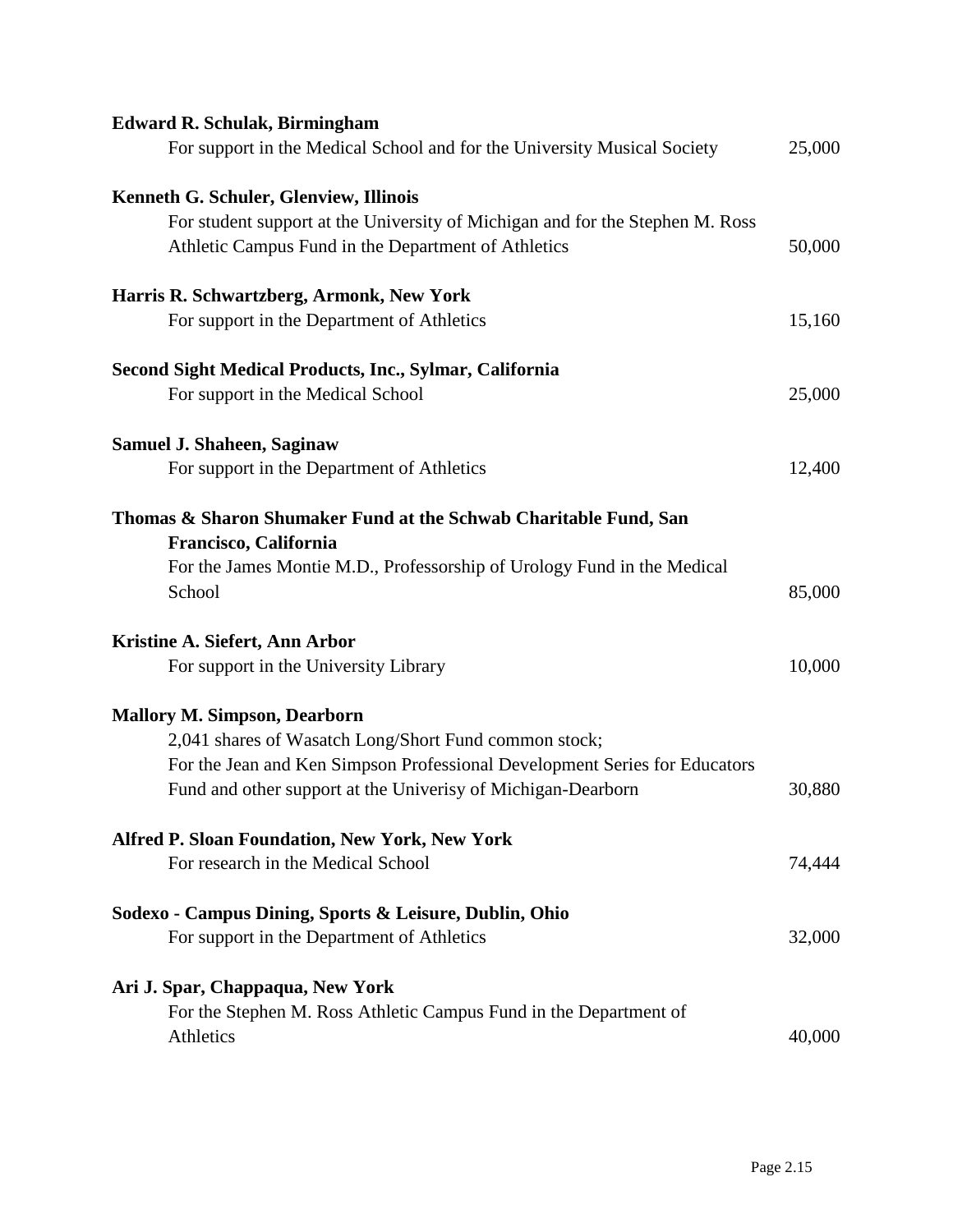**Edward R. Schulak, Birmingham**
For support in the Medical School and for the University Musical Society 25,000

**Kenneth G. Schuler, Glenview, Illinois**
For student support at the University of Michigan and for the Stephen M. Ross Athletic Campus Fund in the Department of Athletics 50,000

**Harris R. Schwartzberg, Armonk, New York**
For support in the Department of Athletics 15,160

**Second Sight Medical Products, Inc., Sylmar, California**
For support in the Medical School 25,000

**Samuel J. Shaheen, Saginaw**
For support in the Department of Athletics 12,400

**Thomas & Sharon Shumaker Fund at the Schwab Charitable Fund, San Francisco, California**
For the James Montie M.D., Professorship of Urology Fund in the Medical School 85,000

**Kristine A. Siefert, Ann Arbor**
For support in the University Library 10,000

**Mallory M. Simpson, Dearborn**
2,041 shares of Wasatch Long/Short Fund common stock;
For the Jean and Ken Simpson Professional Development Series for Educators Fund and other support at the Univerisy of Michigan-Dearborn 30,880

**Alfred P. Sloan Foundation, New York, New York**
For research in the Medical School 74,444

**Sodexo - Campus Dining, Sports & Leisure, Dublin, Ohio**
For support in the Department of Athletics 32,000

**Ari J. Spar, Chappaqua, New York**
For the Stephen M. Ross Athletic Campus Fund in the Department of Athletics 40,000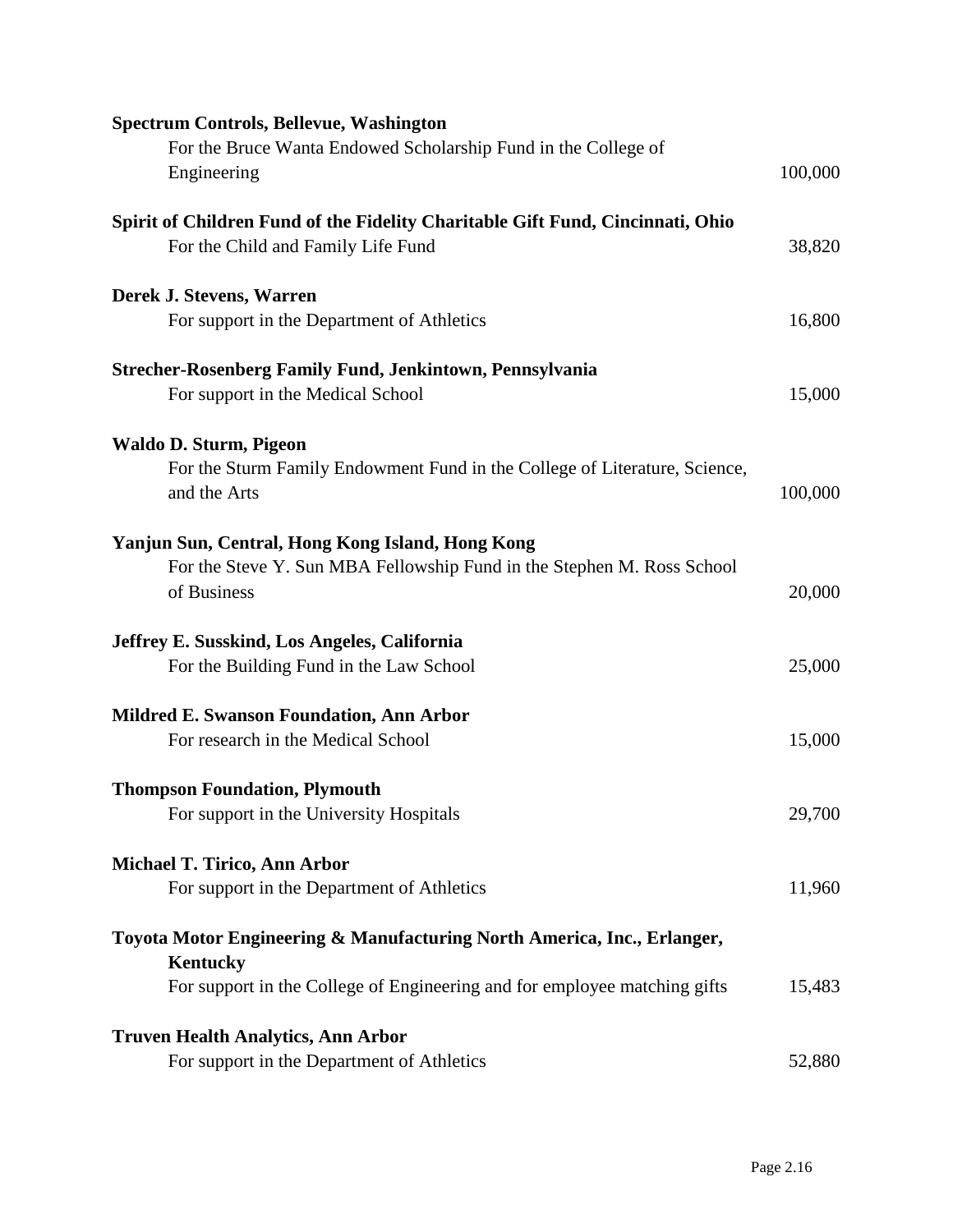**Spectrum Controls, Bellevue, Washington**
For the Bruce Wanta Endowed Scholarship Fund in the College of Engineering 100,000

**Spirit of Children Fund of the Fidelity Charitable Gift Fund, Cincinnati, Ohio**
For the Child and Family Life Fund 38,820

**Derek J. Stevens, Warren**
For support in the Department of Athletics 16,800

**Strecher-Rosenberg Family Fund, Jenkintown, Pennsylvania**
For support in the Medical School 15,000

**Waldo D. Sturm, Pigeon**
For the Sturm Family Endowment Fund in the College of Literature, Science, and the Arts 100,000

**Yanjun Sun, Central, Hong Kong Island, Hong Kong**
For the Steve Y. Sun MBA Fellowship Fund in the Stephen M. Ross School of Business 20,000

**Jeffrey E. Susskind, Los Angeles, California**
For the Building Fund in the Law School 25,000

**Mildred E. Swanson Foundation, Ann Arbor**
For research in the Medical School 15,000

**Thompson Foundation, Plymouth**
For support in the University Hospitals 29,700

**Michael T. Tirico, Ann Arbor**
For support in the Department of Athletics 11,960

**Toyota Motor Engineering & Manufacturing North America, Inc., Erlanger, Kentucky**
For support in the College of Engineering and for employee matching gifts 15,483

**Truven Health Analytics, Ann Arbor**
For support in the Department of Athletics 52,880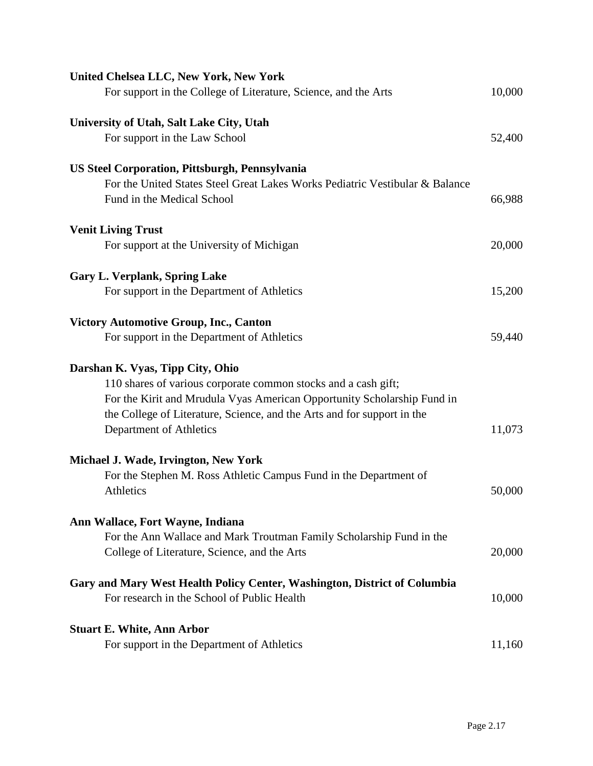**United Chelsea LLC, New York, New York**
For support in the College of Literature, Science, and the Arts 10,000

**University of Utah, Salt Lake City, Utah**
For support in the Law School 52,400

**US Steel Corporation, Pittsburgh, Pennsylvania**
For the United States Steel Great Lakes Works Pediatric Vestibular & Balance Fund in the Medical School 66,988

**Venit Living Trust**
For support at the University of Michigan 20,000

**Gary L. Verplank, Spring Lake**
For support in the Department of Athletics 15,200

**Victory Automotive Group, Inc., Canton**
For support in the Department of Athletics 59,440

**Darshan K. Vyas, Tipp City, Ohio**
110 shares of various corporate common stocks and a cash gift;
For the Kirit and Mrudula Vyas American Opportunity Scholarship Fund in the College of Literature, Science, and the Arts and for support in the Department of Athletics 11,073

**Michael J. Wade, Irvington, New York**
For the Stephen M. Ross Athletic Campus Fund in the Department of Athletics 50,000

**Ann Wallace, Fort Wayne, Indiana**
For the Ann Wallace and Mark Troutman Family Scholarship Fund in the College of Literature, Science, and the Arts 20,000

**Gary and Mary West Health Policy Center, Washington, District of Columbia**
For research in the School of Public Health 10,000

**Stuart E. White, Ann Arbor**
For support in the Department of Athletics 11,160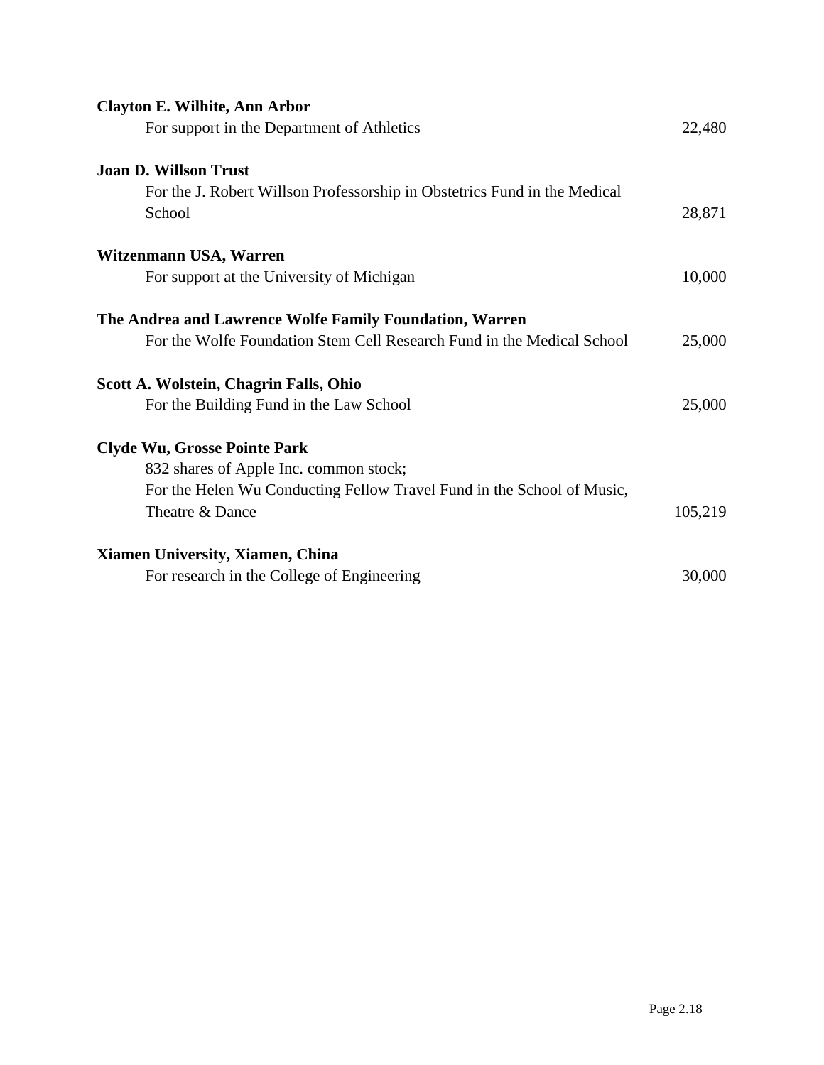**Clayton E. Wilhite, Ann Arbor**

For support in the Department of Athletics 22,480

**Joan D. Willson Trust**

For the J. Robert Willson Professorship in Obstetrics Fund in the Medical School 28,871

**Witzenmann USA, Warren**

For support at the University of Michigan 10,000

**The Andrea and Lawrence Wolfe Family Foundation, Warren**

For the Wolfe Foundation Stem Cell Research Fund in the Medical School 25,000

**Scott A. Wolstein, Chagrin Falls, Ohio**

For the Building Fund in the Law School 25,000

**Clyde Wu, Grosse Pointe Park**

832 shares of Apple Inc. common stock;
For the Helen Wu Conducting Fellow Travel Fund in the School of Music, Theatre & Dance 105,219

**Xiamen University, Xiamen, China**

For research in the College of Engineering 30,000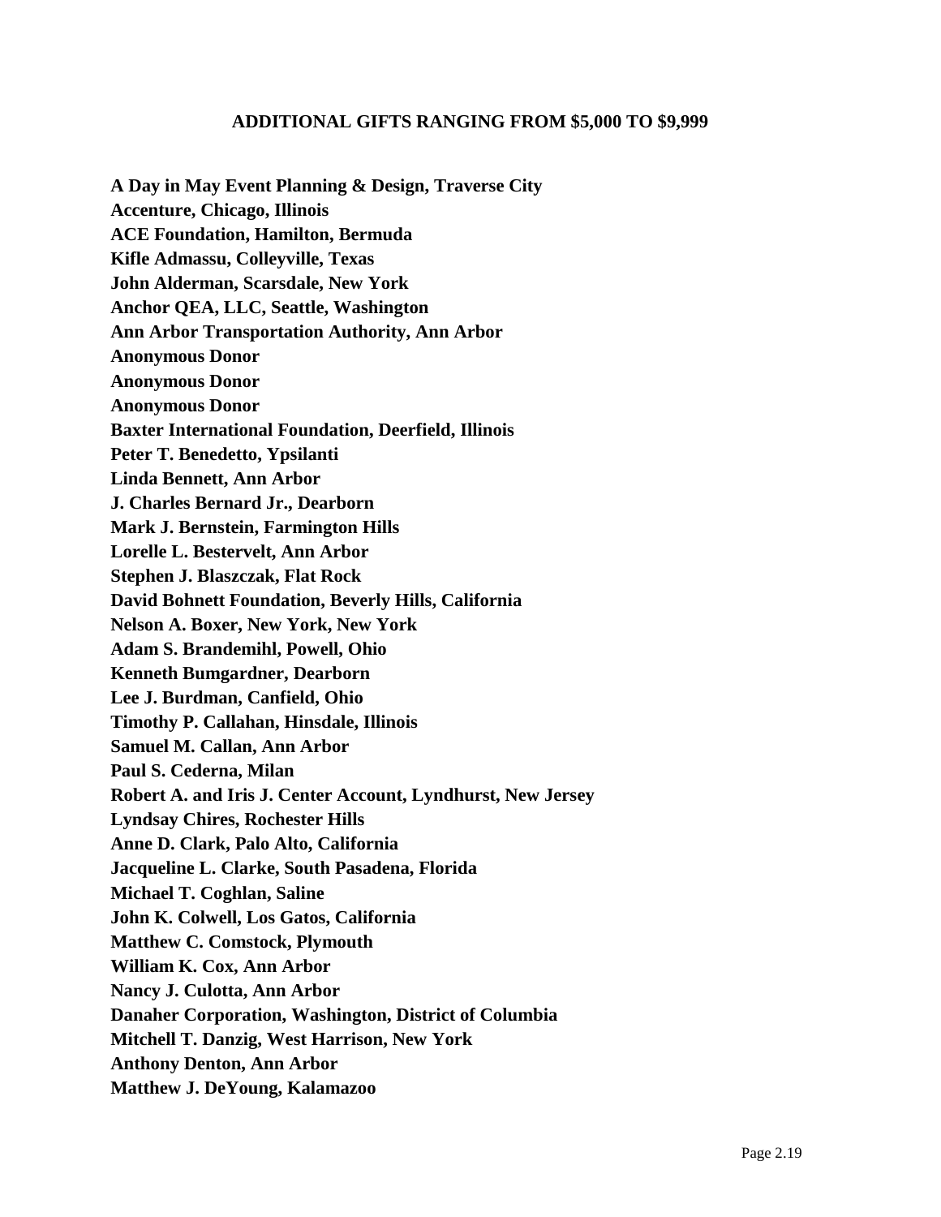## ADDITIONAL GIFTS RANGING FROM $5,000 TO $9,999

**A Day in May Event Planning & Design, Traverse City**  
**Accenture, Chicago, Illinois**  
**ACE Foundation, Hamilton, Bermuda**  
**Kifle Admassu, Colleyville, Texas**  
**John Alderman, Scarsdale, New York**  
**Anchor QEA, LLC, Seattle, Washington**  
**Ann Arbor Transportation Authority, Ann Arbor**  
**Anonymous Donor**  
**Anonymous Donor**  
**Anonymous Donor**  
**Baxter International Foundation, Deerfield, Illinois**  
**Peter T. Benedetto, Ypsilanti**  
**Linda Bennett, Ann Arbor**  
**J. Charles Bernard Jr., Dearborn**  
**Mark J. Bernstein, Farmington Hills**  
**Lorelle L. Bestervelt, Ann Arbor**  
**Stephen J. Blaszczak, Flat Rock**  
**David Bohnett Foundation, Beverly Hills, California**  
**Nelson A. Boxer, New York, New York**  
**Adam S. Brandemihl, Powell, Ohio**  
**Kenneth Bumgardner, Dearborn**  
**Lee J. Burdman, Canfield, Ohio**  
**Timothy P. Callahan, Hinsdale, Illinois**  
**Samuel M. Callan, Ann Arbor**  
**Paul S. Cederna, Milan**  
**Robert A. and Iris J. Center Account, Lyndhurst, New Jersey**  
**Lyndsay Chires, Rochester Hills**  
**Anne D. Clark, Palo Alto, California**  
**Jacqueline L. Clarke, South Pasadena, Florida**  
**Michael T. Coghlan, Saline**  
**John K. Colwell, Los Gatos, California**  
**Matthew C. Comstock, Plymouth**  
**William K. Cox, Ann Arbor**  
**Nancy J. Culotta, Ann Arbor**  
**Danaher Corporation, Washington, District of Columbia**  
**Mitchell T. Danzig, West Harrison, New York**  
**Anthony Denton, Ann Arbor**  
**Matthew J. DeYoung, Kalamazoo**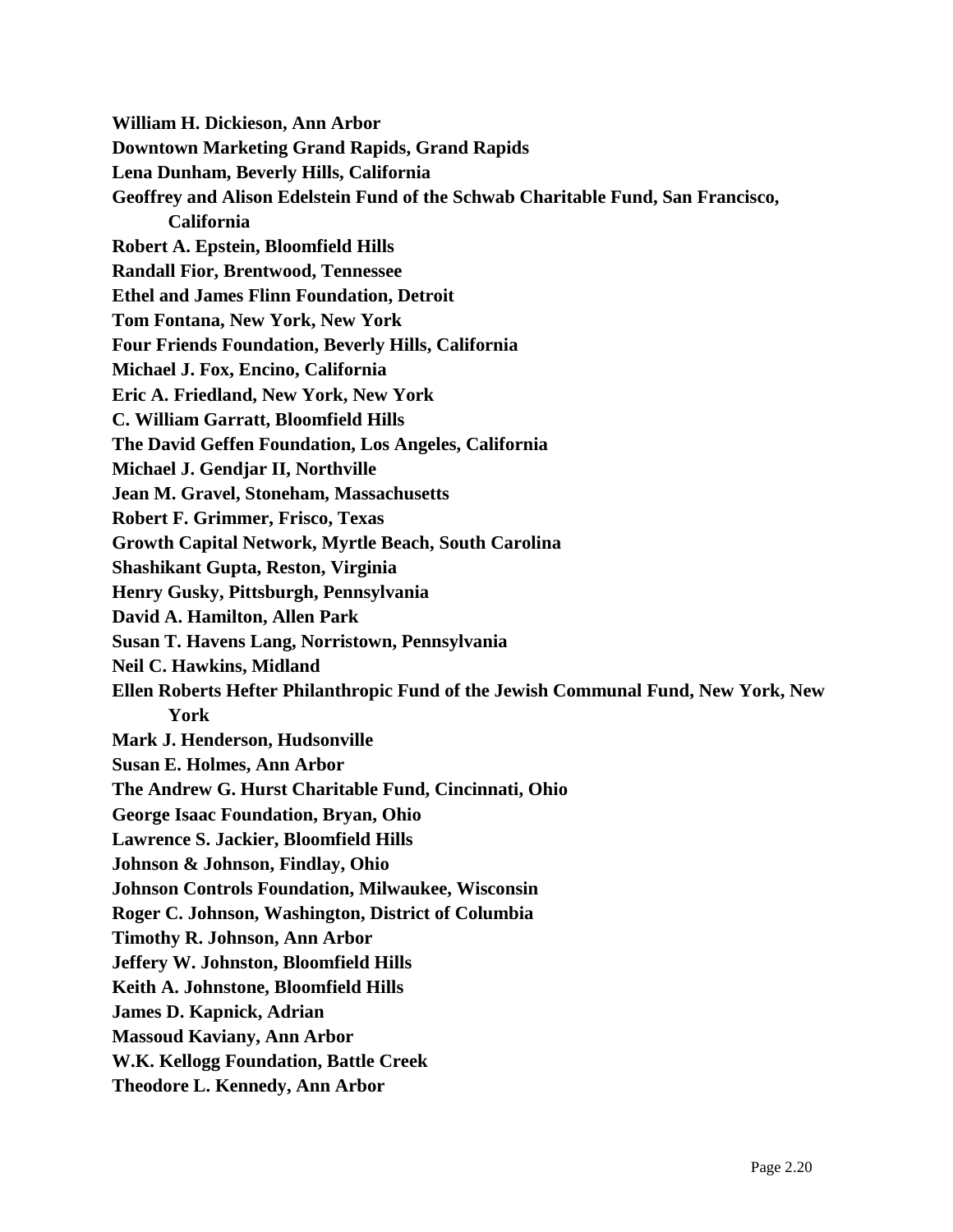**William H. Dickieson, Ann Arbor**

**Downtown Marketing Grand Rapids, Grand Rapids**

**Lena Dunham, Beverly Hills, California**

**Geoffrey and Alison Edelstein Fund of the Schwab Charitable Fund, San Francisco, California**

**Robert A. Epstein, Bloomfield Hills**

**Randall Fior, Brentwood, Tennessee**

**Ethel and James Flinn Foundation, Detroit**

**Tom Fontana, New York, New York**

**Four Friends Foundation, Beverly Hills, California**

**Michael J. Fox, Encino, California**

**Eric A. Friedland, New York, New York**

**C. William Garratt, Bloomfield Hills**

**The David Geffen Foundation, Los Angeles, California**

**Michael J. Gendjar II, Northville**

**Jean M. Gravel, Stoneham, Massachusetts**

**Robert F. Grimmer, Frisco, Texas**

**Growth Capital Network, Myrtle Beach, South Carolina**

**Shashikant Gupta, Reston, Virginia**

**Henry Gusky, Pittsburgh, Pennsylvania**

**David A. Hamilton, Allen Park**

**Susan T. Havens Lang, Norristown, Pennsylvania**

**Neil C. Hawkins, Midland**

**Ellen Roberts Hefter Philanthropic Fund of the Jewish Communal Fund, New York, New York**

**Mark J. Henderson, Hudsonville**

**Susan E. Holmes, Ann Arbor**

**The Andrew G. Hurst Charitable Fund, Cincinnati, Ohio**

**George Isaac Foundation, Bryan, Ohio**

**Lawrence S. Jackier, Bloomfield Hills**

**Johnson & Johnson, Findlay, Ohio**

**Johnson Controls Foundation, Milwaukee, Wisconsin**

**Roger C. Johnson, Washington, District of Columbia**

**Timothy R. Johnson, Ann Arbor**

**Jeffery W. Johnston, Bloomfield Hills**

**Keith A. Johnstone, Bloomfield Hills**

**James D. Kapnick, Adrian**

**Massoud Kaviany, Ann Arbor**

**W.K. Kellogg Foundation, Battle Creek**

**Theodore L. Kennedy, Ann Arbor**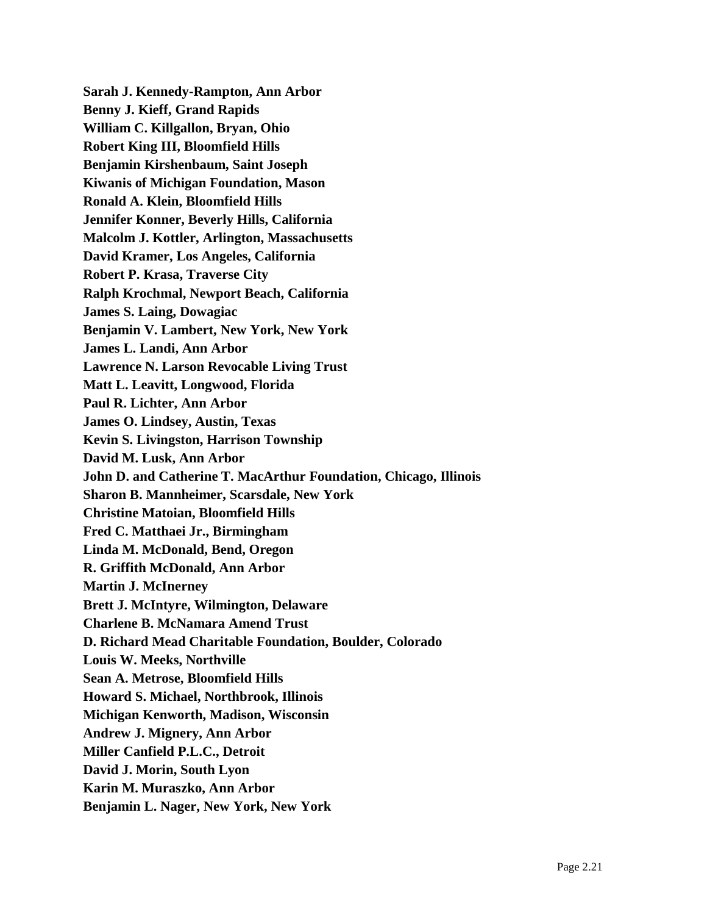**Sarah J. Kennedy-Rampton, Ann Arbor**
**Benny J. Kieff, Grand Rapids**
**William C. Killgallon, Bryan, Ohio**
**Robert King III, Bloomfield Hills**
**Benjamin Kirshenbaum, Saint Joseph**
**Kiwanis of Michigan Foundation, Mason**
**Ronald A. Klein, Bloomfield Hills**
**Jennifer Konner, Beverly Hills, California**
**Malcolm J. Kottler, Arlington, Massachusetts**
**David Kramer, Los Angeles, California**
**Robert P. Krasa, Traverse City**
**Ralph Krochmal, Newport Beach, California**
**James S. Laing, Dowagiac**
**Benjamin V. Lambert, New York, New York**
**James L. Landi, Ann Arbor**
**Lawrence N. Larson Revocable Living Trust**
**Matt L. Leavitt, Longwood, Florida**
**Paul R. Lichter, Ann Arbor**
**James O. Lindsey, Austin, Texas**
**Kevin S. Livingston, Harrison Township**
**David M. Lusk, Ann Arbor**
**John D. and Catherine T. MacArthur Foundation, Chicago, Illinois**
**Sharon B. Mannheimer, Scarsdale, New York**
**Christine Matoian, Bloomfield Hills**
**Fred C. Matthaei Jr., Birmingham**
**Linda M. McDonald, Bend, Oregon**
**R. Griffith McDonald, Ann Arbor**
**Martin J. McInerney**
**Brett J. McIntyre, Wilmington, Delaware**
**Charlene B. McNamara Amend Trust**
**D. Richard Mead Charitable Foundation, Boulder, Colorado**
**Louis W. Meeks, Northville**
**Sean A. Metrose, Bloomfield Hills**
**Howard S. Michael, Northbrook, Illinois**
**Michigan Kenworth, Madison, Wisconsin**
**Andrew J. Mignery, Ann Arbor**
**Miller Canfield P.L.C., Detroit**
**David J. Morin, South Lyon**
**Karin M. Muraszko, Ann Arbor**
**Benjamin L. Nager, New York, New York**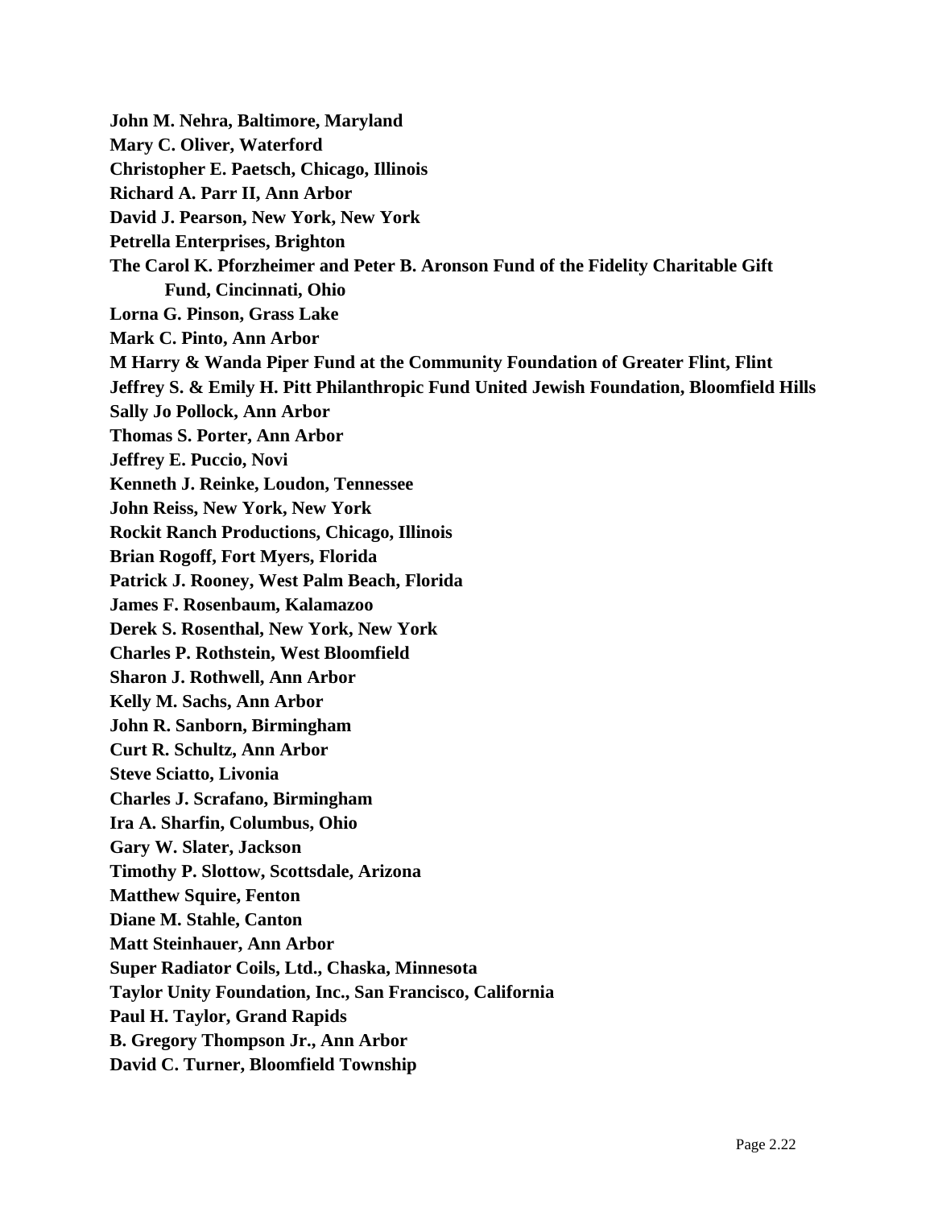**John M. Nehra, Baltimore, Maryland**

**Mary C. Oliver, Waterford**

**Christopher E. Paetsch, Chicago, Illinois**

**Richard A. Parr II, Ann Arbor**

**David J. Pearson, New York, New York**

**Petrella Enterprises, Brighton**

**The Carol K. Pforzheimer and Peter B. Aronson Fund of the Fidelity Charitable Gift Fund, Cincinnati, Ohio**

**Lorna G. Pinson, Grass Lake**

**Mark C. Pinto, Ann Arbor**

**M Harry & Wanda Piper Fund at the Community Foundation of Greater Flint, Flint**

**Jeffrey S. & Emily H. Pitt Philanthropic Fund United Jewish Foundation, Bloomfield Hills**

**Sally Jo Pollock, Ann Arbor**

**Thomas S. Porter, Ann Arbor**

**Jeffrey E. Puccio, Novi**

**Kenneth J. Reinke, Loudon, Tennessee**

**John Reiss, New York, New York**

**Rockit Ranch Productions, Chicago, Illinois**

**Brian Rogoff, Fort Myers, Florida**

**Patrick J. Rooney, West Palm Beach, Florida**

**James F. Rosenbaum, Kalamazoo**

**Derek S. Rosenthal, New York, New York**

**Charles P. Rothstein, West Bloomfield**

**Sharon J. Rothwell, Ann Arbor**

**Kelly M. Sachs, Ann Arbor**

**John R. Sanborn, Birmingham**

**Curt R. Schultz, Ann Arbor**

**Steve Sciatto, Livonia**

**Charles J. Scrafano, Birmingham**

**Ira A. Sharfin, Columbus, Ohio**

**Gary W. Slater, Jackson**

**Timothy P. Slottow, Scottsdale, Arizona**

**Matthew Squire, Fenton**

**Diane M. Stahle, Canton**

**Matt Steinhauer, Ann Arbor**

**Super Radiator Coils, Ltd., Chaska, Minnesota**

**Taylor Unity Foundation, Inc., San Francisco, California**

**Paul H. Taylor, Grand Rapids**

**B. Gregory Thompson Jr., Ann Arbor**

**David C. Turner, Bloomfield Township**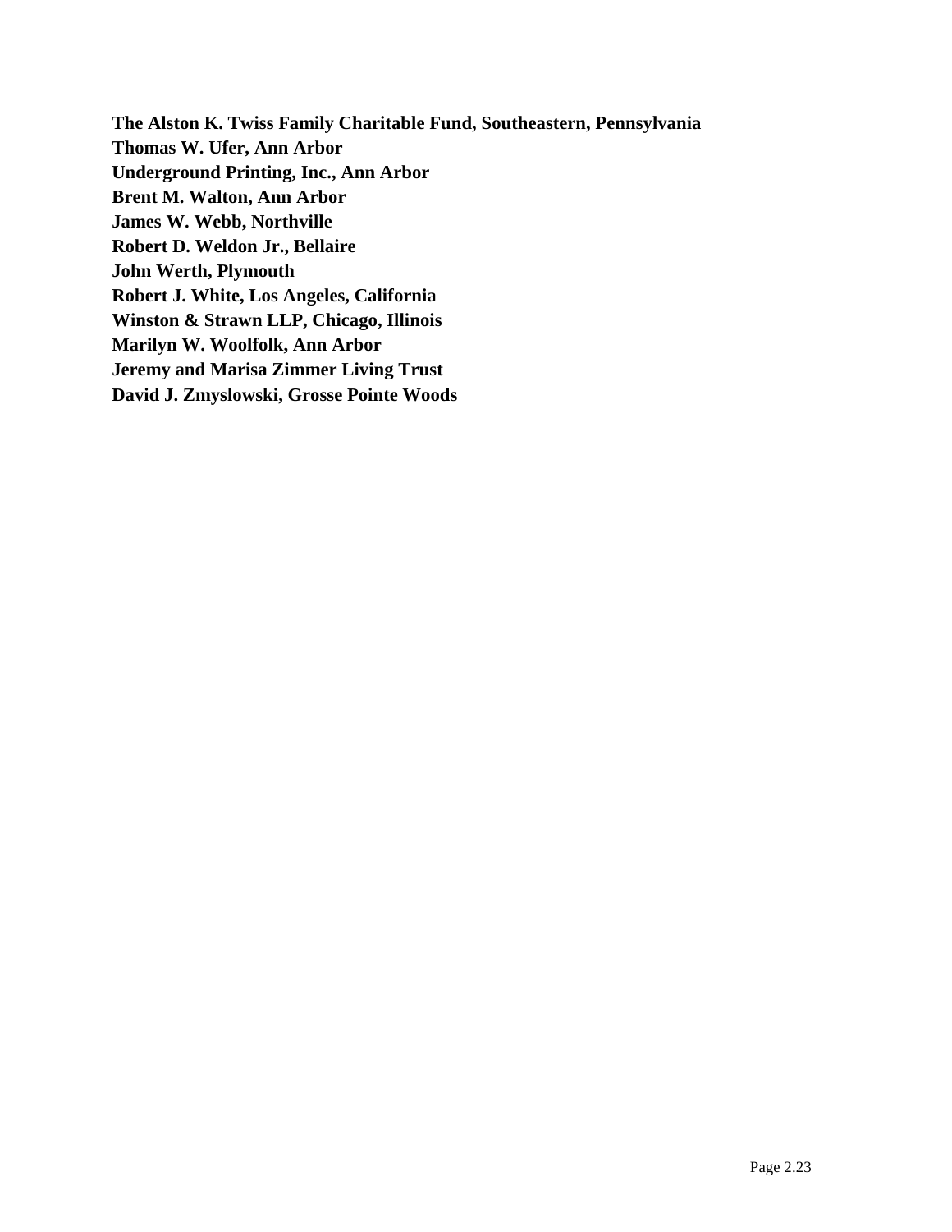**The Alston K. Twiss Family Charitable Fund, Southeastern, Pennsylvania**
**Thomas W. Ufer, Ann Arbor**
**Underground Printing, Inc., Ann Arbor**
**Brent M. Walton, Ann Arbor**
**James W. Webb, Northville**
**Robert D. Weldon Jr., Bellaire**
**John Werth, Plymouth**
**Robert J. White, Los Angeles, California**
**Winston & Strawn LLP, Chicago, Illinois**
**Marilyn W. Woolfolk, Ann Arbor**
**Jeremy and Marisa Zimmer Living Trust**
**David J. Zmyslowski, Grosse Pointe Woods**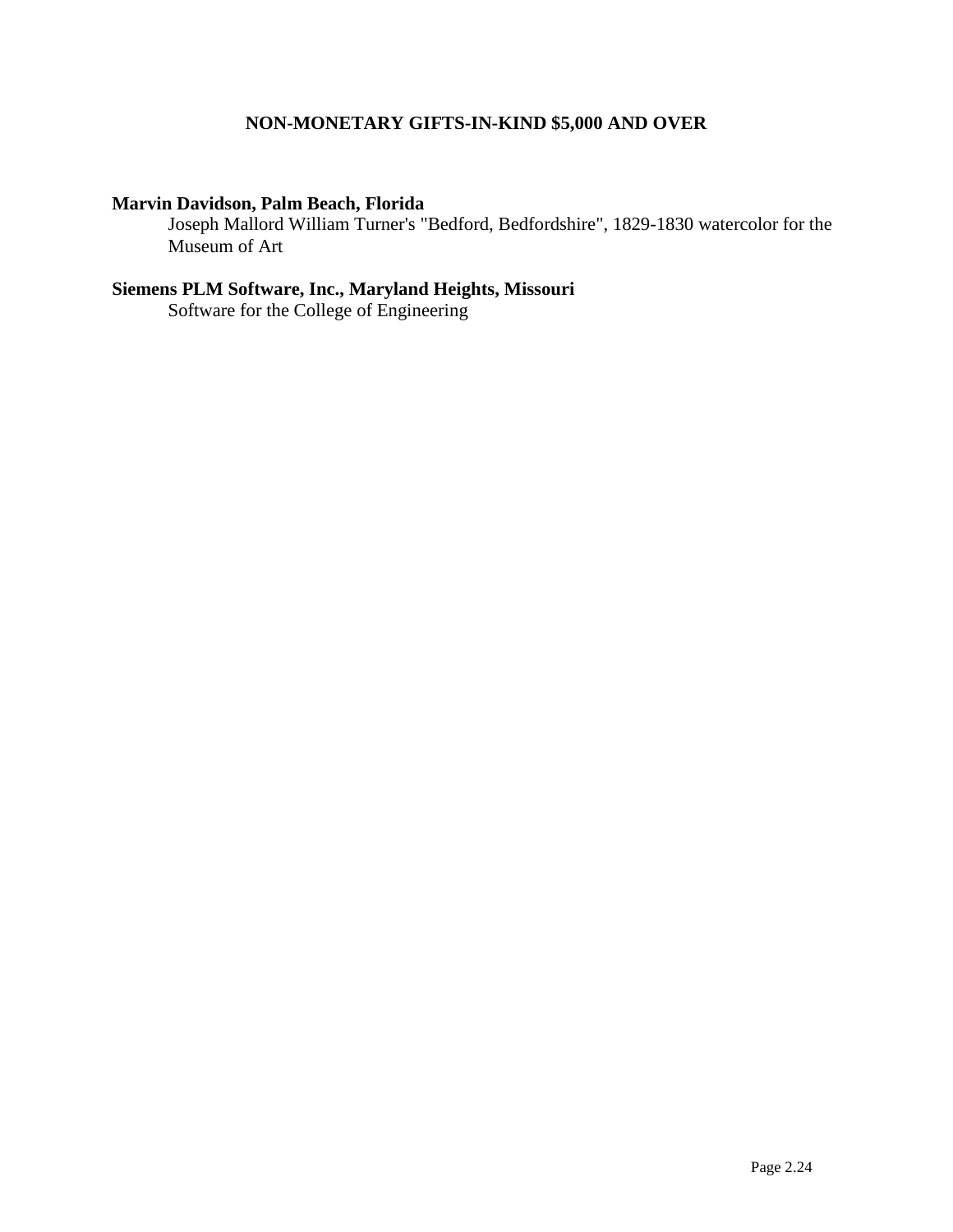## NON-MONETARY GIFTS-IN-KIND $5,000 AND OVER

**Marvin Davidson, Palm Beach, Florida**
Joseph Mallord William Turner's "Bedford, Bedfordshire", 1829-1830 watercolor for the Museum of Art

**Siemens PLM Software, Inc., Maryland Heights, Missouri**
Software for the College of Engineering